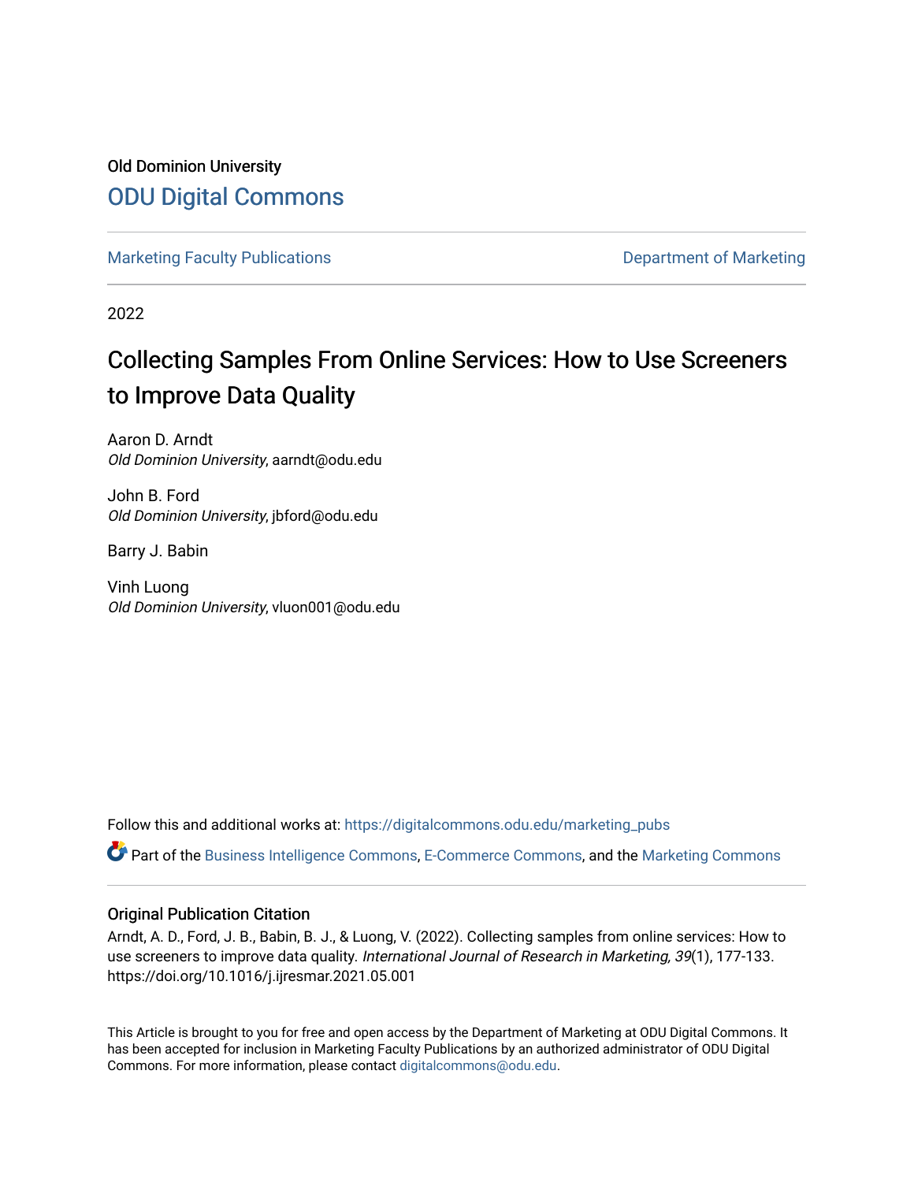Old Dominion University

# ODU Digital Commons

Marketing Faculty Publications

Department of Marketing

2022

# Collecting Samples From Online Services: How to Use Screeners to Improve Data Quality

Aaron D. Arndt
*Old Dominion University*, aarndt@odu.edu

John B. Ford
*Old Dominion University*, jbford@odu.edu

Barry J. Babin

Vinh Luong
*Old Dominion University*, vluon001@odu.edu

Follow this and additional works at: https://digitalcommons.odu.edu/marketing_pubs

Part of the Business Intelligence Commons, E-Commerce Commons, and the Marketing Commons

## Original Publication Citation

Arndt, A. D., Ford, J. B., Babin, B. J., & Luong, V. (2022). Collecting samples from online services: How to use screeners to improve data quality. *International Journal of Research in Marketing, 39*(1), 177-133. https://doi.org/10.1016/j.ijresmar.2021.05.001

This Article is brought to you for free and open access by the Department of Marketing at ODU Digital Commons. It has been accepted for inclusion in Marketing Faculty Publications by an authorized administrator of ODU Digital Commons. For more information, please contact digitalcommons@odu.edu.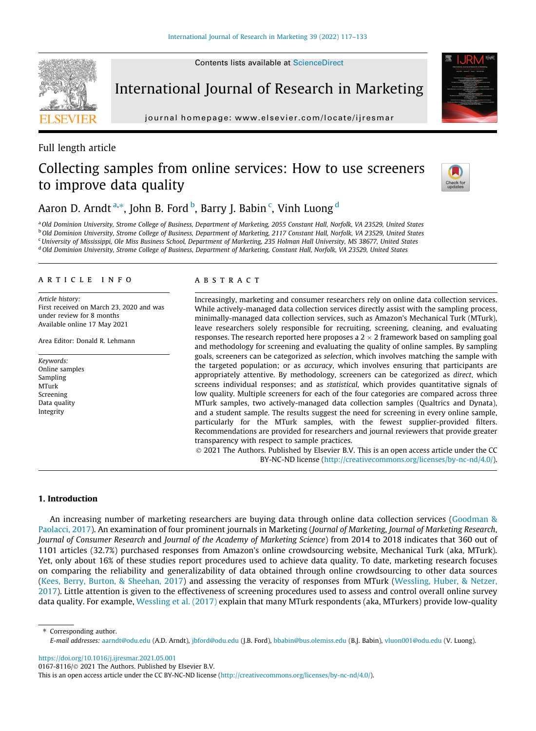Full length article

# Collecting samples from online services: How to use screeners to improve data quality

Aaron D. Arndt [a,*], John B. Ford [b], Barry J. Babin [c], Vinh Luong [d]

[a] Old Dominion University, Strome College of Business, Department of Marketing, 2055 Constant Hall, Norfolk, VA 23529, United States
[b] Old Dominion University, Strome College of Business, Department of Marketing, 2117 Constant Hall, Norfolk, VA 23529, United States
[c] University of Mississippi, Ole Miss Business School, Department of Marketing, 235 Holman Hall University, MS 38677, United States
[d] Old Dominion University, Strome College of Business, Department of Marketing, Constant Hall, Norfolk, VA 23529, United States

## ARTICLE INFO

*Article history:*
First received on March 23, 2020 and was under review for 8 months
Available online 17 May 2021

Area Editor: Donald R. Lehmann

*Keywords:*
Online samples
Sampling
MTurk
Screening
Data quality
Integrity

## ABSTRACT

Increasingly, marketing and consumer researchers rely on online data collection services. While actively-managed data collection services directly assist with the sampling process, minimally-managed data collection services, such as Amazon's Mechanical Turk (MTurk), leave researchers solely responsible for recruiting, screening, cleaning, and evaluating responses. The research reported here proposes a 2 × 2 framework based on sampling goal and methodology for screening and evaluating the quality of online samples. By sampling goals, screeners can be categorized as *selection*, which involves matching the sample with the targeted population; or as *accuracy*, which involves ensuring that participants are appropriately attentive. By methodology, screeners can be categorized as *direct*, which screens individual responses; and as *statistical*, which provides quantitative signals of low quality. Multiple screeners for each of the four categories are compared across three MTurk samples, two actively-managed data collection samples (Qualtrics and Dynata), and a student sample. The results suggest the need for screening in every online sample, particularly for the MTurk samples, with the fewest supplier-provided filters. Recommendations are provided for researchers and journal reviewers that provide greater transparency with respect to sample practices.

© 2021 The Authors. Published by Elsevier B.V. This is an open access article under the CC BY-NC-ND license (http://creativecommons.org/licenses/by-nc-nd/4.0/).

## 1. Introduction

An increasing number of marketing researchers are buying data through online data collection services (Goodman & Paolacci, 2017). An examination of four prominent journals in Marketing (*Journal of Marketing*, *Journal of Marketing Research*, *Journal of Consumer Research* and *Journal of the Academy of Marketing Science*) from 2014 to 2018 indicates that 360 out of 1101 articles (32.7%) purchased responses from Amazon's online crowdsourcing website, Mechanical Turk (aka, MTurk). Yet, only about 16% of these studies report procedures used to achieve data quality. To date, marketing research focuses on comparing the reliability and generalizability of data obtained through online crowdsourcing to other data sources (Kees, Berry, Burton, & Sheehan, 2017) and assessing the veracity of responses from MTurk (Wessling, Huber, & Netzer, 2017). Little attention is given to the effectiveness of screening procedures used to assess and control overall online survey data quality. For example, Wessling et al. (2017) explain that many MTurk respondents (aka, MTurkers) provide low-quality

\* Corresponding author.
*E-mail addresses:* aarndt@odu.edu (A.D. Arndt), jbford@odu.edu (J.B. Ford), bbabin@bus.olemiss.edu (B.J. Babin), vluon001@odu.edu (V. Luong).

https://doi.org/10.1016/j.ijresmar.2021.05.001
0167-8116/© 2021 The Authors. Published by Elsevier B.V.
This is an open access article under the CC BY-NC-ND license (http://creativecommons.org/licenses/by-nc-nd/4.0/).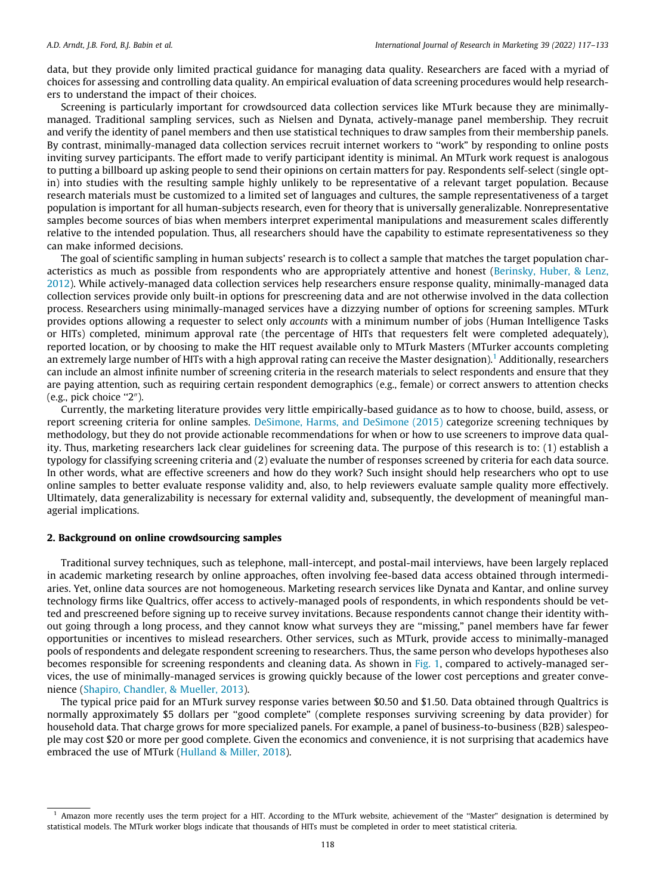data, but they provide only limited practical guidance for managing data quality. Researchers are faced with a myriad of choices for assessing and controlling data quality. An empirical evaluation of data screening procedures would help researchers to understand the impact of their choices.

Screening is particularly important for crowdsourced data collection services like MTurk because they are minimally-managed. Traditional sampling services, such as Nielsen and Dynata, actively-manage panel membership. They recruit and verify the identity of panel members and then use statistical techniques to draw samples from their membership panels. By contrast, minimally-managed data collection services recruit internet workers to "work" by responding to online posts inviting survey participants. The effort made to verify participant identity is minimal. An MTurk work request is analogous to putting a billboard up asking people to send their opinions on certain matters for pay. Respondents self-select (single opt-in) into studies with the resulting sample highly unlikely to be representative of a relevant target population. Because research materials must be customized to a limited set of languages and cultures, the sample representativeness of a target population is important for all human-subjects research, even for theory that is universally generalizable. Nonrepresentative samples become sources of bias when members interpret experimental manipulations and measurement scales differently relative to the intended population. Thus, all researchers should have the capability to estimate representativeness so they can make informed decisions.

The goal of scientific sampling in human subjects' research is to collect a sample that matches the target population characteristics as much as possible from respondents who are appropriately attentive and honest (Berinsky, Huber, & Lenz, 2012). While actively-managed data collection services help researchers ensure response quality, minimally-managed data collection services provide only built-in options for prescreening data and are not otherwise involved in the data collection process. Researchers using minimally-managed services have a dizzying number of options for screening samples. MTurk provides options allowing a requester to select only *accounts* with a minimum number of jobs (Human Intelligence Tasks or HITs) completed, minimum approval rate (the percentage of HITs that requesters felt were completed adequately), reported location, or by choosing to make the HIT request available only to MTurk Masters (MTurker accounts completing an extremely large number of HITs with a high approval rating can receive the Master designation).[1] Additionally, researchers can include an almost infinite number of screening criteria in the research materials to select respondents and ensure that they are paying attention, such as requiring certain respondent demographics (e.g., female) or correct answers to attention checks (e.g., pick choice "2").

Currently, the marketing literature provides very little empirically-based guidance as to how to choose, build, assess, or report screening criteria for online samples. DeSimone, Harms, and DeSimone (2015) categorize screening techniques by methodology, but they do not provide actionable recommendations for when or how to use screeners to improve data quality. Thus, marketing researchers lack clear guidelines for screening data. The purpose of this research is to: (1) establish a typology for classifying screening criteria and (2) evaluate the number of responses screened by criteria for each data source. In other words, what are effective screeners and how do they work? Such insight should help researchers who opt to use online samples to better evaluate response validity and, also, to help reviewers evaluate sample quality more effectively. Ultimately, data generalizability is necessary for external validity and, subsequently, the development of meaningful managerial implications.

## 2. Background on online crowdsourcing samples

Traditional survey techniques, such as telephone, mall-intercept, and postal-mail interviews, have been largely replaced in academic marketing research by online approaches, often involving fee-based data access obtained through intermediaries. Yet, online data sources are not homogeneous. Marketing research services like Dynata and Kantar, and online survey technology firms like Qualtrics, offer access to actively-managed pools of respondents, in which respondents should be vetted and prescreened before signing up to receive survey invitations. Because respondents cannot change their identity without going through a long process, and they cannot know what surveys they are "missing," panel members have far fewer opportunities or incentives to mislead researchers. Other services, such as MTurk, provide access to minimally-managed pools of respondents and delegate respondent screening to researchers. Thus, the same person who develops hypotheses also becomes responsible for screening respondents and cleaning data. As shown in Fig. 1, compared to actively-managed services, the use of minimally-managed services is growing quickly because of the lower cost perceptions and greater convenience (Shapiro, Chandler, & Mueller, 2013).

The typical price paid for an MTurk survey response varies between $0.50 and $1.50. Data obtained through Qualtrics is normally approximately $5 dollars per "good complete" (complete responses surviving screening by data provider) for household data. That charge grows for more specialized panels. For example, a panel of business-to-business (B2B) salespeople may cost $20 or more per good complete. Given the economics and convenience, it is not surprising that academics have embraced the use of MTurk (Hulland & Miller, 2018).

---

[1] Amazon more recently uses the term project for a HIT. According to the MTurk website, achievement of the "Master" designation is determined by statistical models. The MTurk worker blogs indicate that thousands of HITs must be completed in order to meet statistical criteria.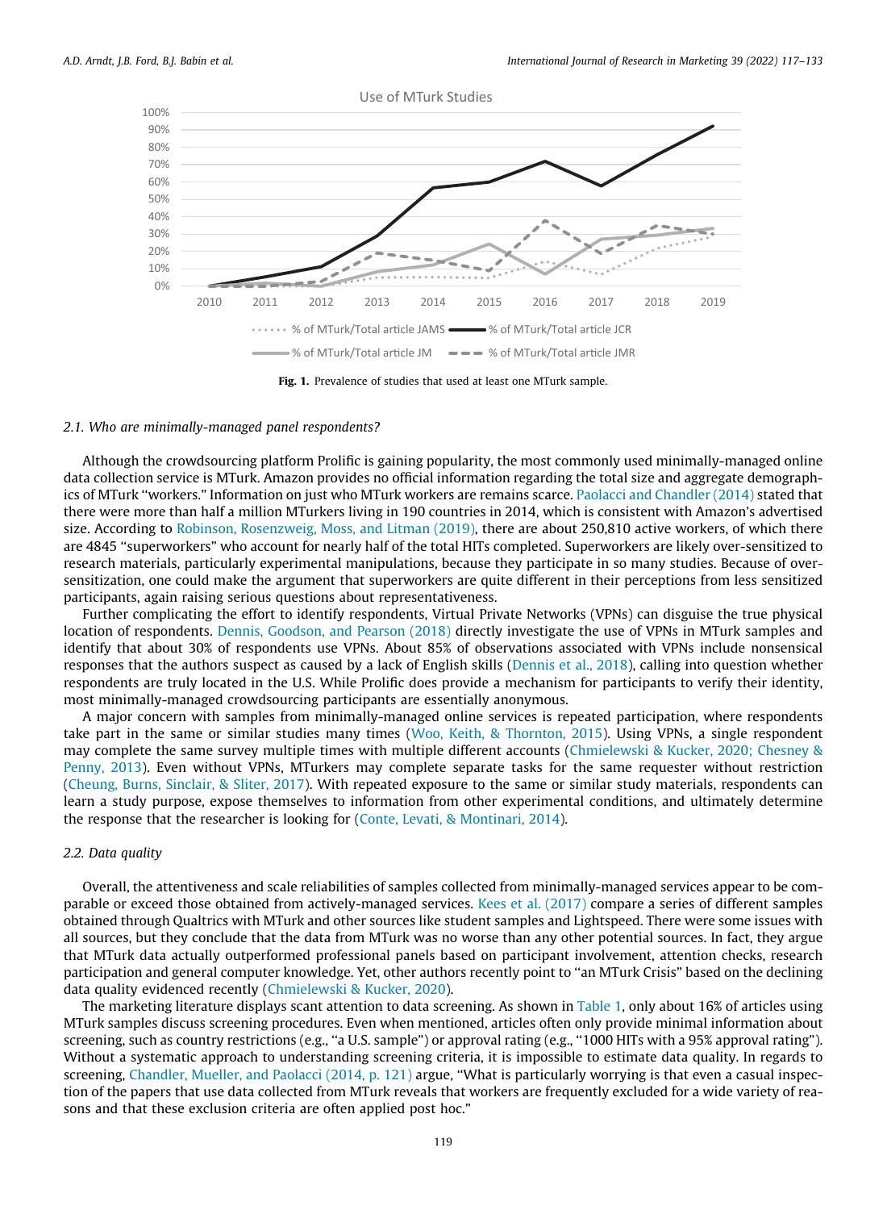Fig. 1. Prevalence of studies that used at least one MTurk sample.

### 2.1. Who are minimally-managed panel respondents?

Although the crowdsourcing platform Prolific is gaining popularity, the most commonly used minimally-managed online data collection service is MTurk. Amazon provides no official information regarding the total size and aggregate demographics of MTurk "workers." Information on just who MTurk workers are remains scarce. Paolacci and Chandler (2014) stated that there were more than half a million MTurkers living in 190 countries in 2014, which is consistent with Amazon's advertised size. According to Robinson, Rosenzweig, Moss, and Litman (2019), there are about 250,810 active workers, of which there are 4845 "superworkers" who account for nearly half of the total HITs completed. Superworkers are likely over-sensitized to research materials, particularly experimental manipulations, because they participate in so many studies. Because of over-sensitization, one could make the argument that superworkers are quite different in their perceptions from less sensitized participants, again raising serious questions about representativeness.

Further complicating the effort to identify respondents, Virtual Private Networks (VPNs) can disguise the true physical location of respondents. Dennis, Goodson, and Pearson (2018) directly investigate the use of VPNs in MTurk samples and identify that about 30% of respondents use VPNs. About 85% of observations associated with VPNs include nonsensical responses that the authors suspect as caused by a lack of English skills (Dennis et al., 2018), calling into question whether respondents are truly located in the U.S. While Prolific does provide a mechanism for participants to verify their identity, most minimally-managed crowdsourcing participants are essentially anonymous.

A major concern with samples from minimally-managed online services is repeated participation, where respondents take part in the same or similar studies many times (Woo, Keith, & Thornton, 2015). Using VPNs, a single respondent may complete the same survey multiple times with multiple different accounts (Chmielewski & Kucker, 2020; Chesney & Penny, 2013). Even without VPNs, MTurkers may complete separate tasks for the same requester without restriction (Cheung, Burns, Sinclair, & Sliter, 2017). With repeated exposure to the same or similar study materials, respondents can learn a study purpose, expose themselves to information from other experimental conditions, and ultimately determine the response that the researcher is looking for (Conte, Levati, & Montinari, 2014).

### 2.2. Data quality

Overall, the attentiveness and scale reliabilities of samples collected from minimally-managed services appear to be comparable or exceed those obtained from actively-managed services. Kees et al. (2017) compare a series of different samples obtained through Qualtrics with MTurk and other sources like student samples and Lightspeed. There were some issues with all sources, but they conclude that the data from MTurk was no worse than any other potential sources. In fact, they argue that MTurk data actually outperformed professional panels based on participant involvement, attention checks, research participation and general computer knowledge. Yet, other authors recently point to "an MTurk Crisis" based on the declining data quality evidenced recently (Chmielewski & Kucker, 2020).

The marketing literature displays scant attention to data screening. As shown in Table 1, only about 16% of articles using MTurk samples discuss screening procedures. Even when mentioned, articles often only provide minimal information about screening, such as country restrictions (e.g., "a U.S. sample") or approval rating (e.g., "1000 HITs with a 95% approval rating"). Without a systematic approach to understanding screening criteria, it is impossible to estimate data quality. In regards to screening, Chandler, Mueller, and Paolacci (2014, p. 121) argue, "What is particularly worrying is that even a casual inspection of the papers that use data collected from MTurk reveals that workers are frequently excluded for a wide variety of reasons and that these exclusion criteria are often applied post hoc."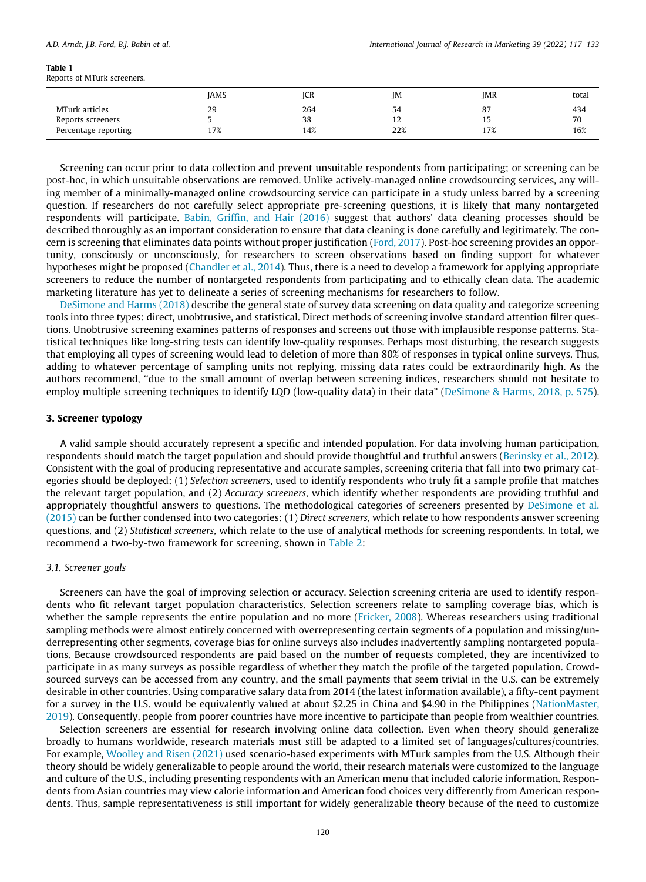**Table 1**
Reports of MTurk screeners.

| | JAMS | JCR | JM | JMR | total |
|---|---|---|---|---|---|
| MTurk articles | 29 | 264 | 54 | 87 | 434 |
| Reports screeners | 5 | 38 | 12 | 15 | 70 |
| Percentage reporting | 17% | 14% | 22% | 17% | 16% |

Screening can occur prior to data collection and prevent unsuitable respondents from participating; or screening can be post-hoc, in which unsuitable observations are removed. Unlike actively-managed online crowdsourcing services, any willing member of a minimally-managed online crowdsourcing service can participate in a study unless barred by a screening question. If researchers do not carefully select appropriate pre-screening questions, it is likely that many nontargeted respondents will participate. Babin, Griffin, and Hair (2016) suggest that authors' data cleaning processes should be described thoroughly as an important consideration to ensure that data cleaning is done carefully and legitimately. The concern is screening that eliminates data points without proper justification (Ford, 2017). Post-hoc screening provides an opportunity, consciously or unconsciously, for researchers to screen observations based on finding support for whatever hypotheses might be proposed (Chandler et al., 2014). Thus, there is a need to develop a framework for applying appropriate screeners to reduce the number of nontargeted respondents from participating and to ethically clean data. The academic marketing literature has yet to delineate a series of screening mechanisms for researchers to follow.

DeSimone and Harms (2018) describe the general state of survey data screening on data quality and categorize screening tools into three types: direct, unobtrusive, and statistical. Direct methods of screening involve standard attention filter questions. Unobtrusive screening examines patterns of responses and screens out those with implausible response patterns. Statistical techniques like long-string tests can identify low-quality responses. Perhaps most disturbing, the research suggests that employing all types of screening would lead to deletion of more than 80% of responses in typical online surveys. Thus, adding to whatever percentage of sampling units not replying, missing data rates could be extraordinarily high. As the authors recommend, "due to the small amount of overlap between screening indices, researchers should not hesitate to employ multiple screening techniques to identify LQD (low-quality data) in their data" (DeSimone & Harms, 2018, p. 575).

## 3. Screener typology

A valid sample should accurately represent a specific and intended population. For data involving human participation, respondents should match the target population and should provide thoughtful and truthful answers (Berinsky et al., 2012). Consistent with the goal of producing representative and accurate samples, screening criteria that fall into two primary categories should be deployed: (1) *Selection screeners*, used to identify respondents who truly fit a sample profile that matches the relevant target population, and (2) *Accuracy screeners*, which identify whether respondents are providing truthful and appropriately thoughtful answers to questions. The methodological categories of screeners presented by DeSimone et al. (2015) can be further condensed into two categories: (1) *Direct screeners*, which relate to how respondents answer screening questions, and (2) *Statistical screeners*, which relate to the use of analytical methods for screening respondents. In total, we recommend a two-by-two framework for screening, shown in Table 2:

### *3.1. Screener goals*

Screeners can have the goal of improving selection or accuracy. Selection screening criteria are used to identify respondents who fit relevant target population characteristics. Selection screeners relate to sampling coverage bias, which is whether the sample represents the entire population and no more (Fricker, 2008). Whereas researchers using traditional sampling methods were almost entirely concerned with overrepresenting certain segments of a population and missing/underrepresenting other segments, coverage bias for online surveys also includes inadvertently sampling nontargeted populations. Because crowdsourced respondents are paid based on the number of requests completed, they are incentivized to participate in as many surveys as possible regardless of whether they match the profile of the targeted population. Crowdsourced surveys can be accessed from any country, and the small payments that seem trivial in the U.S. can be extremely desirable in other countries. Using comparative salary data from 2014 (the latest information available), a fifty-cent payment for a survey in the U.S. would be equivalently valued at about $2.25 in China and $4.90 in the Philippines (NationMaster, 2019). Consequently, people from poorer countries have more incentive to participate than people from wealthier countries.

Selection screeners are essential for research involving online data collection. Even when theory should generalize broadly to humans worldwide, research materials must still be adapted to a limited set of languages/cultures/countries. For example, Woolley and Risen (2021) used scenario-based experiments with MTurk samples from the U.S. Although their theory should be widely generalizable to people around the world, their research materials were customized to the language and culture of the U.S., including presenting respondents with an American menu that included calorie information. Respondents from Asian countries may view calorie information and American food choices very differently from American respondents. Thus, sample representativeness is still important for widely generalizable theory because of the need to customize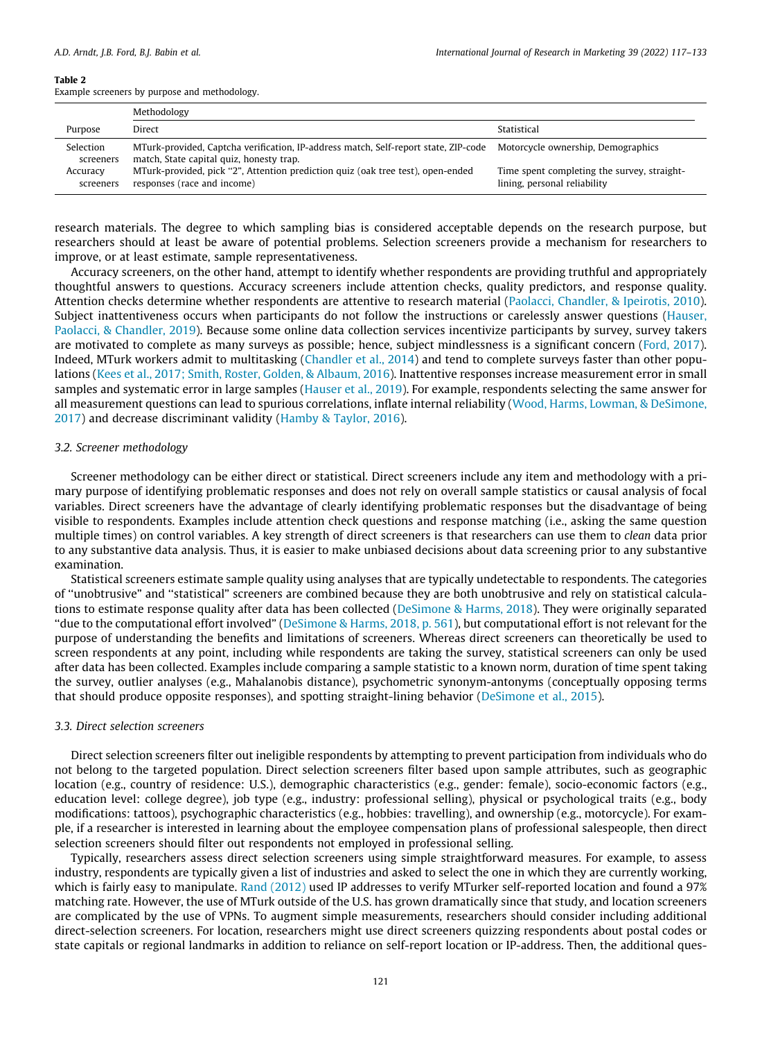**Table 2**
Example screeners by purpose and methodology.

| Purpose | Methodology | |
|---|---|---|
| | Direct | Statistical |
| Selection screeners | MTurk-provided, Captcha verification, IP-address match, Self-report state, ZIP-code match, State capital quiz, honesty trap. | Motorcycle ownership, Demographics |
| Accuracy screeners | MTurk-provided, pick "2", Attention prediction quiz (oak tree test), open-ended responses (race and income) | Time spent completing the survey, straight-lining, personal reliability |

research materials. The degree to which sampling bias is considered acceptable depends on the research purpose, but researchers should at least be aware of potential problems. Selection screeners provide a mechanism for researchers to improve, or at least estimate, sample representativeness.

Accuracy screeners, on the other hand, attempt to identify whether respondents are providing truthful and appropriately thoughtful answers to questions. Accuracy screeners include attention checks, quality predictors, and response quality. Attention checks determine whether respondents are attentive to research material (Paolacci, Chandler, & Ipeirotis, 2010). Subject inattentiveness occurs when participants do not follow the instructions or carelessly answer questions (Hauser, Paolacci, & Chandler, 2019). Because some online data collection services incentivize participants by survey, survey takers are motivated to complete as many surveys as possible; hence, subject mindlessness is a significant concern (Ford, 2017). Indeed, MTurk workers admit to multitasking (Chandler et al., 2014) and tend to complete surveys faster than other populations (Kees et al., 2017; Smith, Roster, Golden, & Albaum, 2016). Inattentive responses increase measurement error in small samples and systematic error in large samples (Hauser et al., 2019). For example, respondents selecting the same answer for all measurement questions can lead to spurious correlations, inflate internal reliability (Wood, Harms, Lowman, & DeSimone, 2017) and decrease discriminant validity (Hamby & Taylor, 2016).

### 3.2. Screener methodology

Screener methodology can be either direct or statistical. Direct screeners include any item and methodology with a primary purpose of identifying problematic responses and does not rely on overall sample statistics or causal analysis of focal variables. Direct screeners have the advantage of clearly identifying problematic responses but the disadvantage of being visible to respondents. Examples include attention check questions and response matching (i.e., asking the same question multiple times) on control variables. A key strength of direct screeners is that researchers can use them to *clean* data prior to any substantive data analysis. Thus, it is easier to make unbiased decisions about data screening prior to any substantive examination.

Statistical screeners estimate sample quality using analyses that are typically undetectable to respondents. The categories of "unobtrusive" and "statistical" screeners are combined because they are both unobtrusive and rely on statistical calculations to estimate response quality after data has been collected (DeSimone & Harms, 2018). They were originally separated "due to the computational effort involved" (DeSimone & Harms, 2018, p. 561), but computational effort is not relevant for the purpose of understanding the benefits and limitations of screeners. Whereas direct screeners can theoretically be used to screen respondents at any point, including while respondents are taking the survey, statistical screeners can only be used after data has been collected. Examples include comparing a sample statistic to a known norm, duration of time spent taking the survey, outlier analyses (e.g., Mahalanobis distance), psychometric synonym-antonyms (conceptually opposing terms that should produce opposite responses), and spotting straight-lining behavior (DeSimone et al., 2015).

### 3.3. Direct selection screeners

Direct selection screeners filter out ineligible respondents by attempting to prevent participation from individuals who do not belong to the targeted population. Direct selection screeners filter based upon sample attributes, such as geographic location (e.g., country of residence: U.S.), demographic characteristics (e.g., gender: female), socio-economic factors (e.g., education level: college degree), job type (e.g., industry: professional selling), physical or psychological traits (e.g., body modifications: tattoos), psychographic characteristics (e.g., hobbies: travelling), and ownership (e.g., motorcycle). For example, if a researcher is interested in learning about the employee compensation plans of professional salespeople, then direct selection screeners should filter out respondents not employed in professional selling.

Typically, researchers assess direct selection screeners using simple straightforward measures. For example, to assess industry, respondents are typically given a list of industries and asked to select the one in which they are currently working, which is fairly easy to manipulate. Rand (2012) used IP addresses to verify MTurker self-reported location and found a 97% matching rate. However, the use of MTurk outside of the U.S. has grown dramatically since that study, and location screeners are complicated by the use of VPNs. To augment simple measurements, researchers should consider including additional direct-selection screeners. For location, researchers might use direct screeners quizzing respondents about postal codes or state capitals or regional landmarks in addition to reliance on self-report location or IP-address. Then, the additional ques-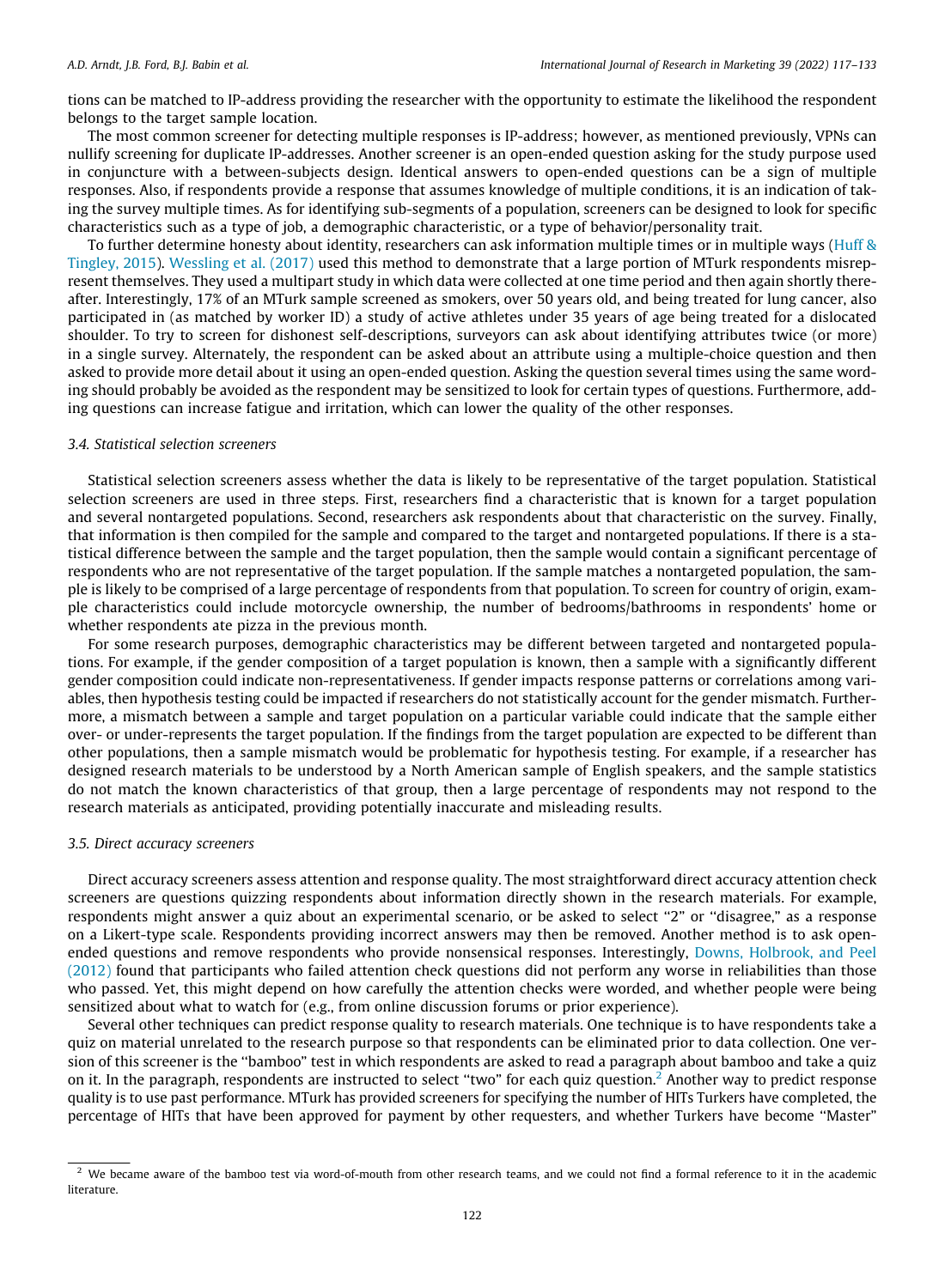tions can be matched to IP-address providing the researcher with the opportunity to estimate the likelihood the respondent belongs to the target sample location.

The most common screener for detecting multiple responses is IP-address; however, as mentioned previously, VPNs can nullify screening for duplicate IP-addresses. Another screener is an open-ended question asking for the study purpose used in conjuncture with a between-subjects design. Identical answers to open-ended questions can be a sign of multiple responses. Also, if respondents provide a response that assumes knowledge of multiple conditions, it is an indication of taking the survey multiple times. As for identifying sub-segments of a population, screeners can be designed to look for specific characteristics such as a type of job, a demographic characteristic, or a type of behavior/personality trait.

To further determine honesty about identity, researchers can ask information multiple times or in multiple ways (Huff & Tingley, 2015). Wessling et al. (2017) used this method to demonstrate that a large portion of MTurk respondents misrepresent themselves. They used a multipart study in which data were collected at one time period and then again shortly thereafter. Interestingly, 17% of an MTurk sample screened as smokers, over 50 years old, and being treated for lung cancer, also participated in (as matched by worker ID) a study of active athletes under 35 years of age being treated for a dislocated shoulder. To try to screen for dishonest self-descriptions, surveyors can ask about identifying attributes twice (or more) in a single survey. Alternately, the respondent can be asked about an attribute using a multiple-choice question and then asked to provide more detail about it using an open-ended question. Asking the question several times using the same wording should probably be avoided as the respondent may be sensitized to look for certain types of questions. Furthermore, adding questions can increase fatigue and irritation, which can lower the quality of the other responses.

### 3.4. Statistical selection screeners

Statistical selection screeners assess whether the data is likely to be representative of the target population. Statistical selection screeners are used in three steps. First, researchers find a characteristic that is known for a target population and several nontargeted populations. Second, researchers ask respondents about that characteristic on the survey. Finally, that information is then compiled for the sample and compared to the target and nontargeted populations. If there is a statistical difference between the sample and the target population, then the sample would contain a significant percentage of respondents who are not representative of the target population. If the sample matches a nontargeted population, the sample is likely to be comprised of a large percentage of respondents from that population. To screen for country of origin, example characteristics could include motorcycle ownership, the number of bedrooms/bathrooms in respondents' home or whether respondents ate pizza in the previous month.

For some research purposes, demographic characteristics may be different between targeted and nontargeted populations. For example, if the gender composition of a target population is known, then a sample with a significantly different gender composition could indicate non-representativeness. If gender impacts response patterns or correlations among variables, then hypothesis testing could be impacted if researchers do not statistically account for the gender mismatch. Furthermore, a mismatch between a sample and target population on a particular variable could indicate that the sample either over- or under-represents the target population. If the findings from the target population are expected to be different than other populations, then a sample mismatch would be problematic for hypothesis testing. For example, if a researcher has designed research materials to be understood by a North American sample of English speakers, and the sample statistics do not match the known characteristics of that group, then a large percentage of respondents may not respond to the research materials as anticipated, providing potentially inaccurate and misleading results.

### 3.5. Direct accuracy screeners

Direct accuracy screeners assess attention and response quality. The most straightforward direct accuracy attention check screeners are questions quizzing respondents about information directly shown in the research materials. For example, respondents might answer a quiz about an experimental scenario, or be asked to select "2" or "disagree," as a response on a Likert-type scale. Respondents providing incorrect answers may then be removed. Another method is to ask open-ended questions and remove respondents who provide nonsensical responses. Interestingly, Downs, Holbrook, and Peel (2012) found that participants who failed attention check questions did not perform any worse in reliabilities than those who passed. Yet, this might depend on how carefully the attention checks were worded, and whether people were being sensitized about what to watch for (e.g., from online discussion forums or prior experience).

Several other techniques can predict response quality to research materials. One technique is to have respondents take a quiz on material unrelated to the research purpose so that respondents can be eliminated prior to data collection. One version of this screener is the "bamboo" test in which respondents are asked to read a paragraph about bamboo and take a quiz on it. In the paragraph, respondents are instructed to select "two" for each quiz question.[2] Another way to predict response quality is to use past performance. MTurk has provided screeners for specifying the number of HITs Turkers have completed, the percentage of HITs that have been approved for payment by other requesters, and whether Turkers have become "Master"

[2] We became aware of the bamboo test via word-of-mouth from other research teams, and we could not find a formal reference to it in the academic literature.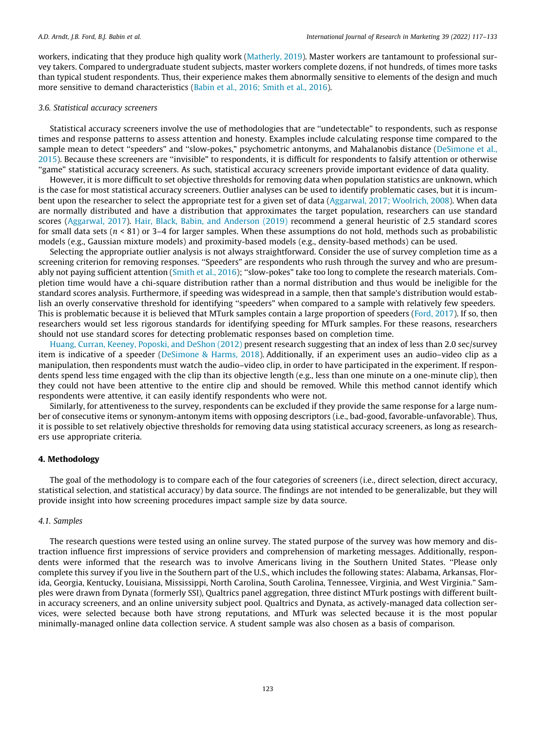workers, indicating that they produce high quality work (Matherly, 2019). Master workers are tantamount to professional survey takers. Compared to undergraduate student subjects, master workers complete dozens, if not hundreds, of times more tasks than typical student respondents. Thus, their experience makes them abnormally sensitive to elements of the design and much more sensitive to demand characteristics (Babin et al., 2016; Smith et al., 2016).

### 3.6. Statistical accuracy screeners

Statistical accuracy screeners involve the use of methodologies that are ''undetectable" to respondents, such as response times and response patterns to assess attention and honesty. Examples include calculating response time compared to the sample mean to detect ''speeders" and ''slow-pokes," psychometric antonyms, and Mahalanobis distance (DeSimone et al., 2015). Because these screeners are ''invisible" to respondents, it is difficult for respondents to falsify attention or otherwise ''game" statistical accuracy screeners. As such, statistical accuracy screeners provide important evidence of data quality.

However, it is more difficult to set objective thresholds for removing data when population statistics are unknown, which is the case for most statistical accuracy screeners. Outlier analyses can be used to identify problematic cases, but it is incumbent upon the researcher to select the appropriate test for a given set of data (Aggarwal, 2017; Woolrich, 2008). When data are normally distributed and have a distribution that approximates the target population, researchers can use standard scores (Aggarwal, 2017). Hair, Black, Babin, and Anderson (2019) recommend a general heuristic of 2.5 standard scores for small data sets ($n < 81$) or 3–4 for larger samples. When these assumptions do not hold, methods such as probabilistic models (e.g., Gaussian mixture models) and proximity-based models (e.g., density-based methods) can be used.

Selecting the appropriate outlier analysis is not always straightforward. Consider the use of survey completion time as a screening criterion for removing responses. ''Speeders" are respondents who rush through the survey and who are presumably not paying sufficient attention (Smith et al., 2016); ''slow-pokes" take too long to complete the research materials. Completion time would have a chi-square distribution rather than a normal distribution and thus would be ineligible for the standard scores analysis. Furthermore, if speeding was widespread in a sample, then that sample's distribution would establish an overly conservative threshold for identifying ''speeders" when compared to a sample with relatively few speeders. This is problematic because it is believed that MTurk samples contain a large proportion of speeders (Ford, 2017). If so, then researchers would set less rigorous standards for identifying speeding for MTurk samples. For these reasons, researchers should not use standard scores for detecting problematic responses based on completion time.

Huang, Curran, Keeney, Poposki, and DeShon (2012) present research suggesting that an index of less than 2.0 sec/survey item is indicative of a speeder (DeSimone & Harms, 2018). Additionally, if an experiment uses an audio–video clip as a manipulation, then respondents must watch the audio–video clip, in order to have participated in the experiment. If respondents spend less time engaged with the clip than its objective length (e.g., less than one minute on a one-minute clip), then they could not have been attentive to the entire clip and should be removed. While this method cannot identify which respondents were attentive, it can easily identify respondents who were not.

Similarly, for attentiveness to the survey, respondents can be excluded if they provide the same response for a large number of consecutive items or synonym-antonym items with opposing descriptors (i.e., bad-good, favorable-unfavorable). Thus, it is possible to set relatively objective thresholds for removing data using statistical accuracy screeners, as long as researchers use appropriate criteria.

## 4. Methodology

The goal of the methodology is to compare each of the four categories of screeners (i.e., direct selection, direct accuracy, statistical selection, and statistical accuracy) by data source. The findings are not intended to be generalizable, but they will provide insight into how screening procedures impact sample size by data source.

### 4.1. Samples

The research questions were tested using an online survey. The stated purpose of the survey was how memory and distraction influence first impressions of service providers and comprehension of marketing messages. Additionally, respondents were informed that the research was to involve Americans living in the Southern United States. ''Please only complete this survey if you live in the Southern part of the U.S., which includes the following states: Alabama, Arkansas, Florida, Georgia, Kentucky, Louisiana, Mississippi, North Carolina, South Carolina, Tennessee, Virginia, and West Virginia." Samples were drawn from Dynata (formerly SSI), Qualtrics panel aggregation, three distinct MTurk postings with different built-in accuracy screeners, and an online university subject pool. Qualtrics and Dynata, as actively-managed data collection services, were selected because both have strong reputations, and MTurk was selected because it is the most popular minimally-managed online data collection service. A student sample was also chosen as a basis of comparison.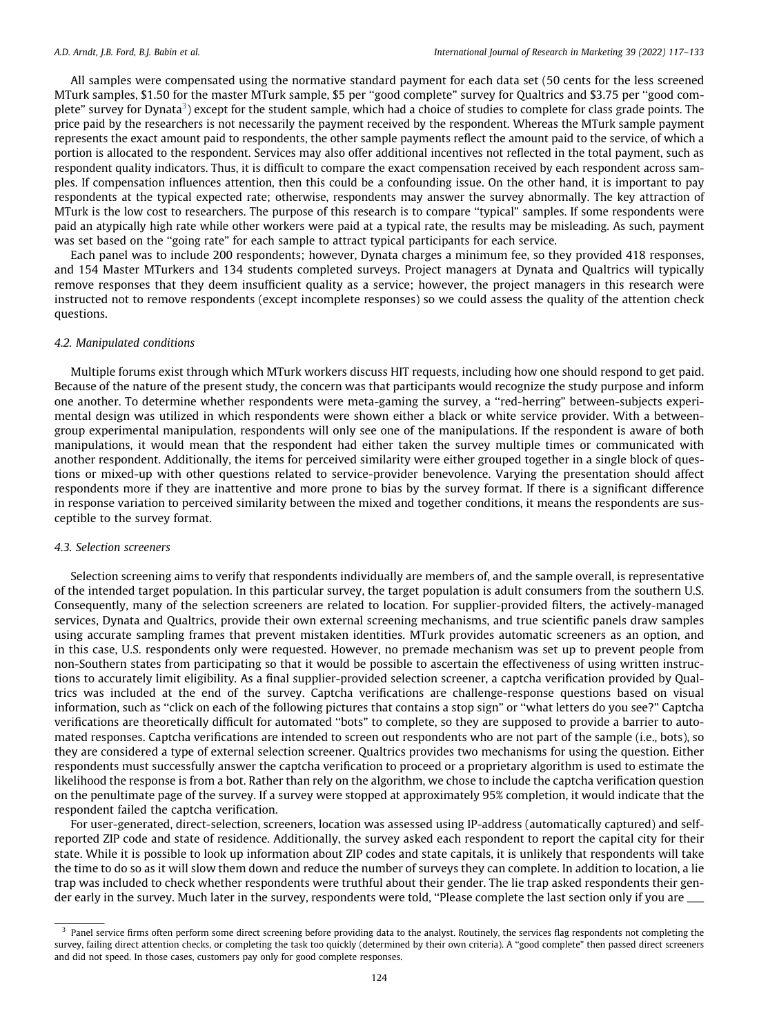All samples were compensated using the normative standard payment for each data set (50 cents for the less screened MTurk samples, $1.50 for the master MTurk sample, $5 per ''good complete" survey for Qualtrics and $3.75 per ''good complete" survey for Dynata[3]) except for the student sample, which had a choice of studies to complete for class grade points. The price paid by the researchers is not necessarily the payment received by the respondent. Whereas the MTurk sample payment represents the exact amount paid to respondents, the other sample payments reflect the amount paid to the service, of which a portion is allocated to the respondent. Services may also offer additional incentives not reflected in the total payment, such as respondent quality indicators. Thus, it is difficult to compare the exact compensation received by each respondent across samples. If compensation influences attention, then this could be a confounding issue. On the other hand, it is important to pay respondents at the typical expected rate; otherwise, respondents may answer the survey abnormally. The key attraction of MTurk is the low cost to researchers. The purpose of this research is to compare ''typical" samples. If some respondents were paid an atypically high rate while other workers were paid at a typical rate, the results may be misleading. As such, payment was set based on the ''going rate" for each sample to attract typical participants for each service.

Each panel was to include 200 respondents; however, Dynata charges a minimum fee, so they provided 418 responses, and 154 Master MTurkers and 134 students completed surveys. Project managers at Dynata and Qualtrics will typically remove responses that they deem insufficient quality as a service; however, the project managers in this research were instructed not to remove respondents (except incomplete responses) so we could assess the quality of the attention check questions.

### 4.2. Manipulated conditions

Multiple forums exist through which MTurk workers discuss HIT requests, including how one should respond to get paid. Because of the nature of the present study, the concern was that participants would recognize the study purpose and inform one another. To determine whether respondents were meta-gaming the survey, a ''red-herring" between-subjects experimental design was utilized in which respondents were shown either a black or white service provider. With a between-group experimental manipulation, respondents will only see one of the manipulations. If the respondent is aware of both manipulations, it would mean that the respondent had either taken the survey multiple times or communicated with another respondent. Additionally, the items for perceived similarity were either grouped together in a single block of questions or mixed-up with other questions related to service-provider benevolence. Varying the presentation should affect respondents more if they are inattentive and more prone to bias by the survey format. If there is a significant difference in response variation to perceived similarity between the mixed and together conditions, it means the respondents are susceptible to the survey format.

### 4.3. Selection screeners

Selection screening aims to verify that respondents individually are members of, and the sample overall, is representative of the intended target population. In this particular survey, the target population is adult consumers from the southern U.S. Consequently, many of the selection screeners are related to location. For supplier-provided filters, the actively-managed services, Dynata and Qualtrics, provide their own external screening mechanisms, and true scientific panels draw samples using accurate sampling frames that prevent mistaken identities. MTurk provides automatic screeners as an option, and in this case, U.S. respondents only were requested. However, no premade mechanism was set up to prevent people from non-Southern states from participating so that it would be possible to ascertain the effectiveness of using written instructions to accurately limit eligibility. As a final supplier-provided selection screener, a captcha verification provided by Qualtrics was included at the end of the survey. Captcha verifications are challenge-response questions based on visual information, such as ''click on each of the following pictures that contains a stop sign" or ''what letters do you see?" Captcha verifications are theoretically difficult for automated ''bots" to complete, so they are supposed to provide a barrier to automated responses. Captcha verifications are intended to screen out respondents who are not part of the sample (i.e., bots), so they are considered a type of external selection screener. Qualtrics provides two mechanisms for using the question. Either respondents must successfully answer the captcha verification to proceed or a proprietary algorithm is used to estimate the likelihood the response is from a bot. Rather than rely on the algorithm, we chose to include the captcha verification question on the penultimate page of the survey. If a survey were stopped at approximately 95% completion, it would indicate that the respondent failed the captcha verification.

For user-generated, direct-selection, screeners, location was assessed using IP-address (automatically captured) and self-reported ZIP code and state of residence. Additionally, the survey asked each respondent to report the capital city for their state. While it is possible to look up information about ZIP codes and state capitals, it is unlikely that respondents will take the time to do so as it will slow them down and reduce the number of surveys they can complete. In addition to location, a lie trap was included to check whether respondents were truthful about their gender. The lie trap asked respondents their gender early in the survey. Much later in the survey, respondents were told, ''Please complete the last section only if you are ___

[3] Panel service firms often perform some direct screening before providing data to the analyst. Routinely, the services flag respondents not completing the survey, failing direct attention checks, or completing the task too quickly (determined by their own criteria). A ''good complete" then passed direct screeners and did not speed. In those cases, customers pay only for good complete responses.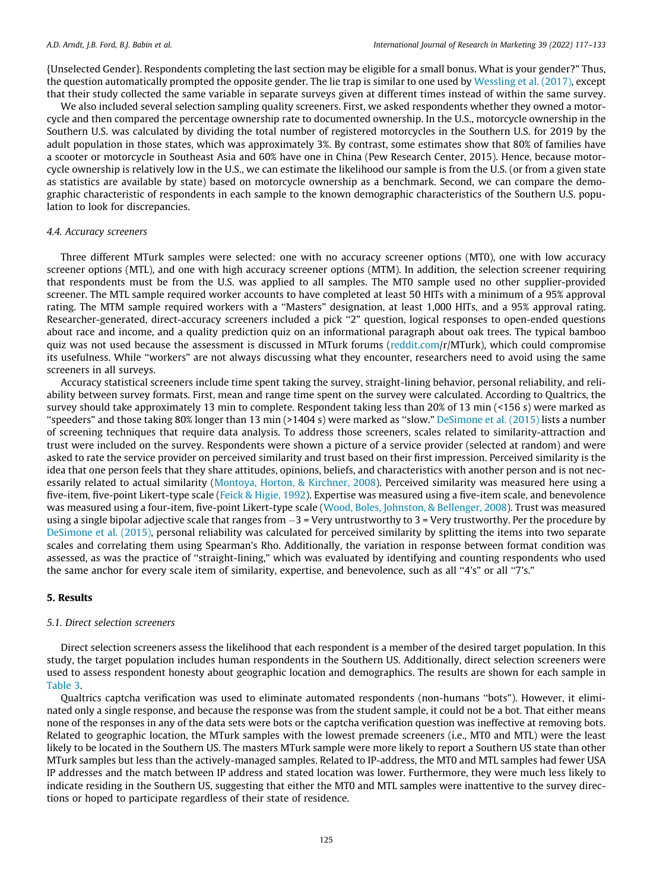{Unselected Gender}. Respondents completing the last section may be eligible for a small bonus. What is your gender?" Thus, the question automatically prompted the opposite gender. The lie trap is similar to one used by Wessling et al. (2017), except that their study collected the same variable in separate surveys given at different times instead of within the same survey.

We also included several selection sampling quality screeners. First, we asked respondents whether they owned a motorcycle and then compared the percentage ownership rate to documented ownership. In the U.S., motorcycle ownership in the Southern U.S. was calculated by dividing the total number of registered motorcycles in the Southern U.S. for 2019 by the adult population in those states, which was approximately 3%. By contrast, some estimates show that 80% of families have a scooter or motorcycle in Southeast Asia and 60% have one in China (Pew Research Center, 2015). Hence, because motorcycle ownership is relatively low in the U.S., we can estimate the likelihood our sample is from the U.S. (or from a given state as statistics are available by state) based on motorcycle ownership as a benchmark. Second, we can compare the demographic characteristic of respondents in each sample to the known demographic characteristics of the Southern U.S. population to look for discrepancies.

### 4.4. Accuracy screeners

Three different MTurk samples were selected: one with no accuracy screener options (MT0), one with low accuracy screener options (MTL), and one with high accuracy screener options (MTM). In addition, the selection screener requiring that respondents must be from the U.S. was applied to all samples. The MT0 sample used no other supplier-provided screener. The MTL sample required worker accounts to have completed at least 50 HITs with a minimum of a 95% approval rating. The MTM sample required workers with a "Masters" designation, at least 1,000 HITs, and a 95% approval rating. Researcher-generated, direct-accuracy screeners included a pick "2" question, logical responses to open-ended questions about race and income, and a quality prediction quiz on an informational paragraph about oak trees. The typical bamboo quiz was not used because the assessment is discussed in MTurk forums (reddit.com/r/MTurk), which could compromise its usefulness. While "workers" are not always discussing what they encounter, researchers need to avoid using the same screeners in all surveys.

Accuracy statistical screeners include time spent taking the survey, straight-lining behavior, personal reliability, and reliability between survey formats. First, mean and range time spent on the survey were calculated. According to Qualtrics, the survey should take approximately 13 min to complete. Respondent taking less than 20% of 13 min (<156 s) were marked as "speeders" and those taking 80% longer than 13 min (>1404 s) were marked as "slow." DeSimone et al. (2015) lists a number of screening techniques that require data analysis. To address those screeners, scales related to similarity-attraction and trust were included on the survey. Respondents were shown a picture of a service provider (selected at random) and were asked to rate the service provider on perceived similarity and trust based on their first impression. Perceived similarity is the idea that one person feels that they share attitudes, opinions, beliefs, and characteristics with another person and is not necessarily related to actual similarity (Montoya, Horton, & Kirchner, 2008). Perceived similarity was measured here using a five-item, five-point Likert-type scale (Feick & Higie, 1992). Expertise was measured using a five-item scale, and benevolence was measured using a four-item, five-point Likert-type scale (Wood, Boles, Johnston, & Bellenger, 2008). Trust was measured using a single bipolar adjective scale that ranges from −3 = Very untrustworthy to 3 = Very trustworthy. Per the procedure by DeSimone et al. (2015), personal reliability was calculated for perceived similarity by splitting the items into two separate scales and correlating them using Spearman's Rho. Additionally, the variation in response between format condition was assessed, as was the practice of "straight-lining," which was evaluated by identifying and counting respondents who used the same anchor for every scale item of similarity, expertise, and benevolence, such as all "4's" or all "7's."

## 5. Results

### 5.1. Direct selection screeners

Direct selection screeners assess the likelihood that each respondent is a member of the desired target population. In this study, the target population includes human respondents in the Southern US. Additionally, direct selection screeners were used to assess respondent honesty about geographic location and demographics. The results are shown for each sample in Table 3.

Qualtrics captcha verification was used to eliminate automated respondents (non-humans "bots"). However, it eliminated only a single response, and because the response was from the student sample, it could not be a bot. That either means none of the responses in any of the data sets were bots or the captcha verification question was ineffective at removing bots. Related to geographic location, the MTurk samples with the lowest premade screeners (i.e., MT0 and MTL) were the least likely to be located in the Southern US. The masters MTurk sample were more likely to report a Southern US state than other MTurk samples but less than the actively-managed samples. Related to IP-address, the MT0 and MTL samples had fewer USA IP addresses and the match between IP address and stated location was lower. Furthermore, they were much less likely to indicate residing in the Southern US, suggesting that either the MT0 and MTL samples were inattentive to the survey directions or hoped to participate regardless of their state of residence.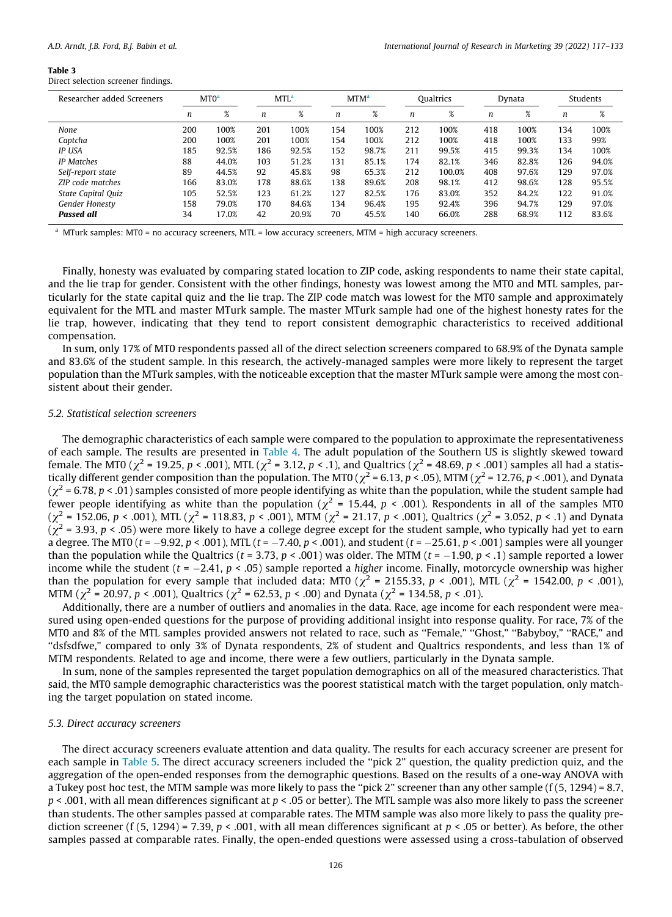**Table 3**
Direct selection screener findings.

| Researcher added Screeners | MT0[a] | | MTL[a] | | MTM[a] | | Qualtrics | | Dynata | | Students | |
|---|---|---|---|---|---|---|---|---|---|---|---|---|
| | n | % | n | % | n | % | n | % | n | % | n | % |
| *None* | 200 | 100% | 201 | 100% | 154 | 100% | 212 | 100% | 418 | 100% | 134 | 100% |
| *Captcha* | 200 | 100% | 201 | 100% | 154 | 100% | 212 | 100% | 418 | 100% | 133 | 99% |
| *IP USA* | 185 | 92.5% | 186 | 92.5% | 152 | 98.7% | 211 | 99.5% | 415 | 99.3% | 134 | 100% |
| *IP Matches* | 88 | 44.0% | 103 | 51.2% | 131 | 85.1% | 174 | 82.1% | 346 | 82.8% | 126 | 94.0% |
| *Self-report state* | 89 | 44.5% | 92 | 45.8% | 98 | 65.3% | 212 | 100.0% | 408 | 97.6% | 129 | 97.0% |
| *ZIP code matches* | 166 | 83.0% | 178 | 88.6% | 138 | 89.6% | 208 | 98.1% | 412 | 98.6% | 128 | 95.5% |
| *State Capital Quiz* | 105 | 52.5% | 123 | 61.2% | 127 | 82.5% | 176 | 83.0% | 352 | 84.2% | 122 | 91.0% |
| *Gender Honesty* | 158 | 79.0% | 170 | 84.6% | 134 | 96.4% | 195 | 92.4% | 396 | 94.7% | 129 | 97.0% |
| ***Passed all*** | 34 | 17.0% | 42 | 20.9% | 70 | 45.5% | 140 | 66.0% | 288 | 68.9% | 112 | 83.6% |

[a] MTurk samples: MT0 = no accuracy screeners, MTL = low accuracy screeners, MTM = high accuracy screeners.

Finally, honesty was evaluated by comparing stated location to ZIP code, asking respondents to name their state capital, and the lie trap for gender. Consistent with the other findings, honesty was lowest among the MT0 and MTL samples, particularly for the state capital quiz and the lie trap. The ZIP code match was lowest for the MT0 sample and approximately equivalent for the MTL and master MTurk sample. The master MTurk sample had one of the highest honesty rates for the lie trap, however, indicating that they tend to report consistent demographic characteristics to received additional compensation.

In sum, only 17% of MT0 respondents passed all of the direct selection screeners compared to 68.9% of the Dynata sample and 83.6% of the student sample. In this research, the actively-managed samples were more likely to represent the target population than the MTurk samples, with the noticeable exception that the master MTurk sample were among the most consistent about their gender.

### 5.2. Statistical selection screeners

The demographic characteristics of each sample were compared to the population to approximate the representativeness of each sample. The results are presented in Table 4. The adult population of the Southern US is slightly skewed toward female. The MT0 ($\chi^2$ = 19.25, $p < .001$), MTL ($\chi^2$ = 3.12, $p < .1$), and Qualtrics ($\chi^2$ = 48.69, $p < .001$) samples all had a statistically different gender composition than the population. The MT0 ($\chi^2$ = 6.13, $p < .05$), MTM ($\chi^2$ = 12.76, $p < .001$), and Dynata ($\chi^2$ = 6.78, $p < .01$) samples consisted of more people identifying as white than the population, while the student sample had fewer people identifying as white than the population ($\chi^2$ = 15.44, $p < .001$). Respondents in all of the samples MT0 ($\chi^2$ = 152.06, $p < .001$), MTL ($\chi^2$ = 118.83, $p < .001$), MTM ($\chi^2$ = 21.17, $p < .001$), Qualtrics ($\chi^2$ = 3.052, $p < .1$) and Dynata ($\chi^2$ = 3.93, $p < .05$) were more likely to have a college degree except for the student sample, who typically had yet to earn a degree. The MT0 ($t = -9.92$, $p < .001$), MTL ($t = -7.40$, $p < .001$), and student ($t = -25.61$, $p < .001$) samples were all younger than the population while the Qualtrics ($t = 3.73$, $p < .001$) was older. The MTM ($t = -1.90$, $p < .1$) sample reported a lower income while the student ($t = -2.41$, $p < .05$) sample reported a *higher* income. Finally, motorcycle ownership was higher than the population for every sample that included data: MT0 ($\chi^2$ = 2155.33, $p < .001$), MTL ($\chi^2$ = 1542.00, $p < .001$), MTM ($\chi^2$ = 20.97, $p < .001$), Qualtrics ($\chi^2$ = 62.53, $p < .00$) and Dynata ($\chi^2$ = 134.58, $p < .01$).

Additionally, there are a number of outliers and anomalies in the data. Race, age income for each respondent were measured using open-ended questions for the purpose of providing additional insight into response quality. For race, 7% of the MT0 and 8% of the MTL samples provided answers not related to race, such as "Female," "Ghost," "Babyboy," "RACE," and "dsfsdfwe," compared to only 3% of Dynata respondents, 2% of student and Qualtrics respondents, and less than 1% of MTM respondents. Related to age and income, there were a few outliers, particularly in the Dynata sample.

In sum, none of the samples represented the target population demographics on all of the measured characteristics. That said, the MT0 sample demographic characteristics was the poorest statistical match with the target population, only matching the target population on stated income.

### 5.3. Direct accuracy screeners

The direct accuracy screeners evaluate attention and data quality. The results for each accuracy screener are present for each sample in Table 5. The direct accuracy screeners included the "pick 2" question, the quality prediction quiz, and the aggregation of the open-ended responses from the demographic questions. Based on the results of a one-way ANOVA with a Tukey post hoc test, the MTM sample was more likely to pass the "pick 2" screener than any other sample ($f(5, 1294) = 8.7$, $p < .001$, with all mean differences significant at $p < .05$ or better). The MTL sample was also more likely to pass the screener than students. The other samples passed at comparable rates. The MTM sample was also more likely to pass the quality prediction screener ($f(5, 1294) = 7.39$, $p < .001$, with all mean differences significant at $p < .05$ or better). As before, the other samples passed at comparable rates. Finally, the open-ended questions were assessed using a cross-tabulation of observed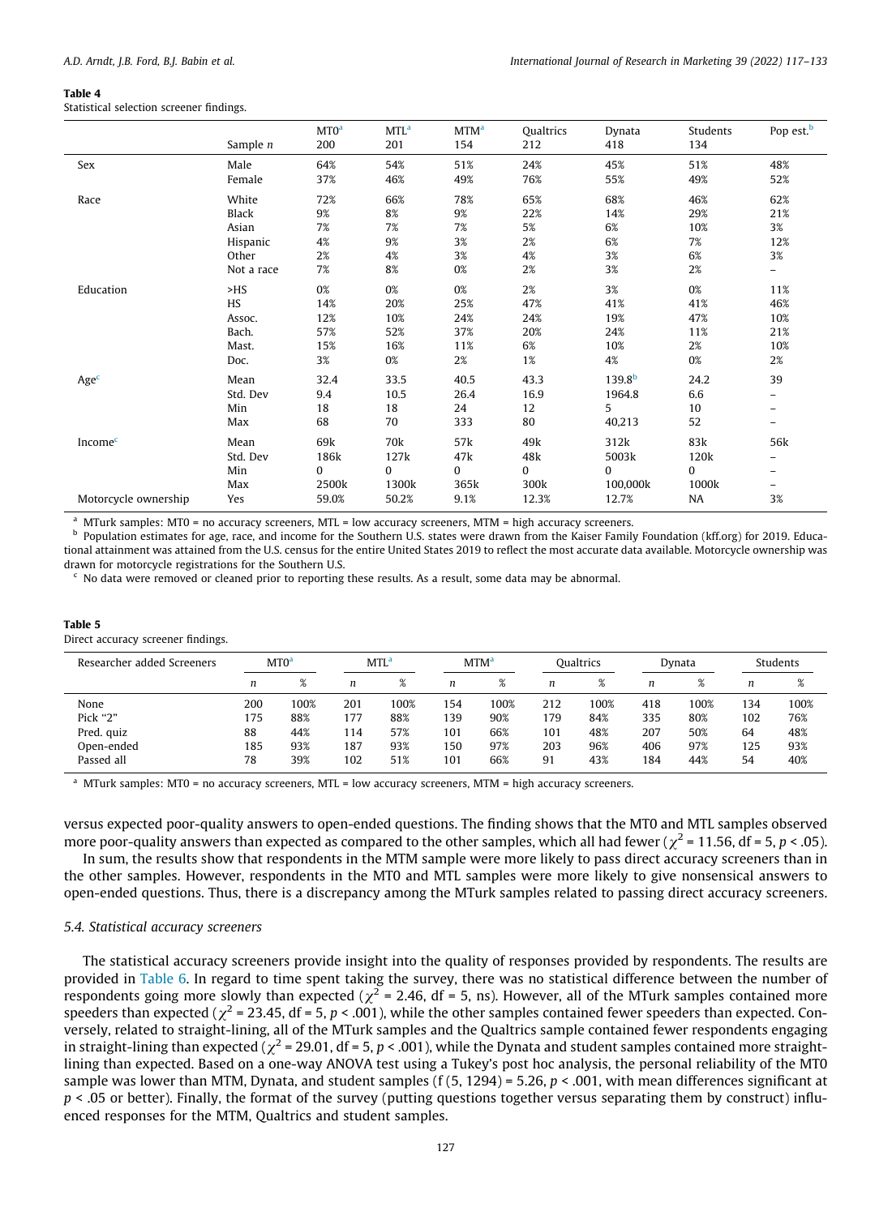**Table 4**
Statistical selection screener findings.

| | Sample *n* | MT0[a] 200 | MTL[a] 201 | MTM[a] 154 | Qualtrics 212 | Dynata 418 | Students 134 | Pop est.[b] |
|---|---|---|---|---|---|---|---|---|
| Sex | Male | 64% | 54% | 51% | 24% | 45% | 51% | 48% |
| | Female | 37% | 46% | 49% | 76% | 55% | 49% | 52% |
| Race | White | 72% | 66% | 78% | 65% | 68% | 46% | 62% |
| | Black | 9% | 8% | 9% | 22% | 14% | 29% | 21% |
| | Asian | 7% | 7% | 7% | 5% | 6% | 10% | 3% |
| | Hispanic | 4% | 9% | 3% | 2% | 6% | 7% | 12% |
| | Other | 2% | 4% | 3% | 4% | 3% | 6% | 3% |
| | Not a race | 7% | 8% | 0% | 2% | 3% | 2% | – |
| Education | >HS | 0% | 0% | 0% | 2% | 3% | 0% | 11% |
| | HS | 14% | 20% | 25% | 47% | 41% | 41% | 46% |
| | Assoc. | 12% | 10% | 24% | 24% | 19% | 47% | 10% |
| | Bach. | 57% | 52% | 37% | 20% | 24% | 11% | 21% |
| | Mast. | 15% | 16% | 11% | 6% | 10% | 2% | 10% |
| | Doc. | 3% | 0% | 2% | 1% | 4% | 0% | 2% |
| Age[c] | Mean | 32.4 | 33.5 | 40.5 | 43.3 | 139.8[b] | 24.2 | 39 |
| | Std. Dev | 9.4 | 10.5 | 26.4 | 16.9 | 1964.8 | 6.6 | – |
| | Min | 18 | 18 | 24 | 12 | 5 | 10 | – |
| | Max | 68 | 70 | 333 | 80 | 40,213 | 52 | – |
| Income[c] | Mean | 69k | 70k | 57k | 49k | 312k | 83k | 56k |
| | Std. Dev | 186k | 127k | 47k | 48k | 5003k | 120k | – |
| | Min | 0 | 0 | 0 | 0 | 0 | 0 | – |
| | Max | 2500k | 1300k | 365k | 300k | 100,000k | 1000k | – |
| Motorcycle ownership | Yes | 59.0% | 50.2% | 9.1% | 12.3% | 12.7% | NA | 3% |

[a] MTurk samples: MT0 = no accuracy screeners, MTL = low accuracy screeners, MTM = high accuracy screeners.
[b] Population estimates for age, race, and income for the Southern U.S. states were drawn from the Kaiser Family Foundation (kff.org) for 2019. Educational attainment was attained from the U.S. census for the entire United States 2019 to reflect the most accurate data available. Motorcycle ownership was drawn for motorcycle registrations for the Southern U.S.
[c] No data were removed or cleaned prior to reporting these results. As a result, some data may be abnormal.

**Table 5**
Direct accuracy screener findings.

| Researcher added Screeners | MT0[a] | | MTL[a] | | MTM[a] | | Qualtrics | | Dynata | | Students | |
|---|---|---|---|---|---|---|---|---|---|---|---|---|
| | *n* | % | *n* | % | *n* | % | *n* | % | *n* | % | *n* | % |
| None | 200 | 100% | 201 | 100% | 154 | 100% | 212 | 100% | 418 | 100% | 134 | 100% |
| Pick “2” | 175 | 88% | 177 | 88% | 139 | 90% | 179 | 84% | 335 | 80% | 102 | 76% |
| Pred. quiz | 88 | 44% | 114 | 57% | 101 | 66% | 101 | 48% | 207 | 50% | 64 | 48% |
| Open-ended | 185 | 93% | 187 | 93% | 150 | 97% | 203 | 96% | 406 | 97% | 125 | 93% |
| Passed all | 78 | 39% | 102 | 51% | 101 | 66% | 91 | 43% | 184 | 44% | 54 | 40% |

[a] MTurk samples: MT0 = no accuracy screeners, MTL = low accuracy screeners, MTM = high accuracy screeners.

versus expected poor-quality answers to open-ended questions. The finding shows that the MT0 and MTL samples observed more poor-quality answers than expected as compared to the other samples, which all had fewer ($\chi^2$ = 11.56, df = 5, $p < .05$).

In sum, the results show that respondents in the MTM sample were more likely to pass direct accuracy screeners than in the other samples. However, respondents in the MT0 and MTL samples were more likely to give nonsensical answers to open-ended questions. Thus, there is a discrepancy among the MTurk samples related to passing direct accuracy screeners.

### 5.4. Statistical accuracy screeners

The statistical accuracy screeners provide insight into the quality of responses provided by respondents. The results are provided in Table 6. In regard to time spent taking the survey, there was no statistical difference between the number of respondents going more slowly than expected ($\chi^2$ = 2.46, df = 5, ns). However, all of the MTurk samples contained more speeders than expected ($\chi^2$ = 23.45, df = 5, $p < .001$), while the other samples contained fewer speeders than expected. Conversely, related to straight-lining, all of the MTurk samples and the Qualtrics sample contained fewer respondents engaging in straight-lining than expected ($\chi^2$ = 29.01, df = 5, $p < .001$), while the Dynata and student samples contained more straight-lining than expected. Based on a one-way ANOVA test using a Tukey's post hoc analysis, the personal reliability of the MT0 sample was lower than MTM, Dynata, and student samples (f (5, 1294) = 5.26, $p < .001$, with mean differences significant at $p < .05$ or better). Finally, the format of the survey (putting questions together versus separating them by construct) influenced responses for the MTM, Qualtrics and student samples.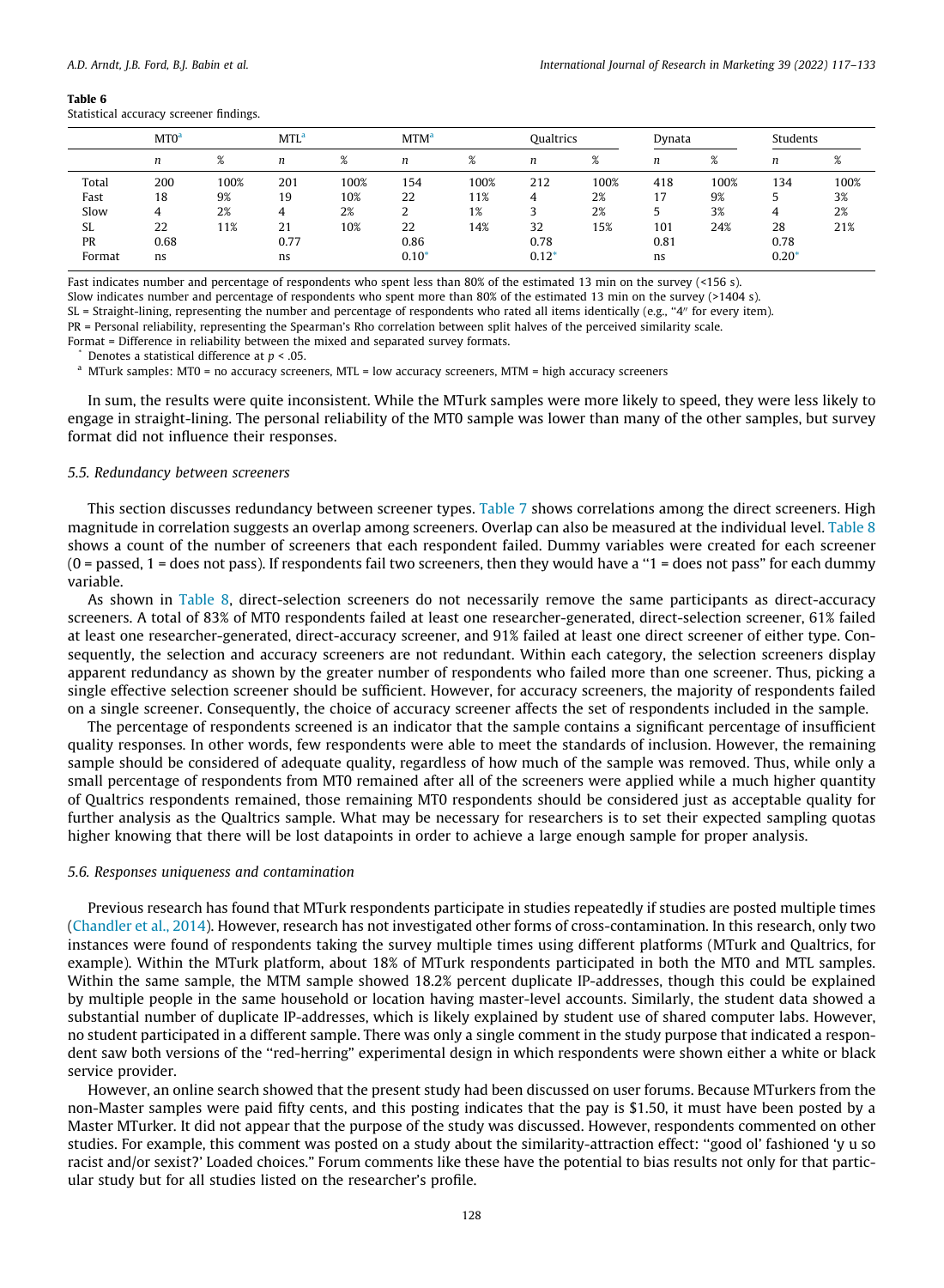**Table 6**
Statistical accuracy screener findings.

| | MT0[a] | | MTL[a] | | MTM[a] | | Qualtrics | | Dynata | | Students | |
|---|---|---|---|---|---|---|---|---|---|---|---|---|
| | n | % | n | % | n | % | n | % | n | % | n | % |
| Total | 200 | 100% | 201 | 100% | 154 | 100% | 212 | 100% | 418 | 100% | 134 | 100% |
| Fast | 18 | 9% | 19 | 10% | 22 | 11% | 4 | 2% | 17 | 9% | 5 | 3% |
| Slow | 4 | 2% | 4 | 2% | 2 | 1% | 3 | 2% | 5 | 3% | 4 | 2% |
| SL | 22 | 11% | 21 | 10% | 22 | 14% | 32 | 15% | 101 | 24% | 28 | 21% |
| PR | 0.68 | | 0.77 | | 0.86 | | 0.78 | | 0.81 | | 0.78 | |
| Format | ns | | ns | | 0.10* | | 0.12* | | ns | | 0.20* | |

Fast indicates number and percentage of respondents who spent less than 80% of the estimated 13 min on the survey (<156 s).
Slow indicates number and percentage of respondents who spent more than 80% of the estimated 13 min on the survey (>1404 s).
SL = Straight-lining, representing the number and percentage of respondents who rated all items identically (e.g., "4" for every item).
PR = Personal reliability, representing the Spearman's Rho correlation between split halves of the perceived similarity scale.
Format = Difference in reliability between the mixed and separated survey formats.
* Denotes a statistical difference at $p < .05$.
[a] MTurk samples: MT0 = no accuracy screeners, MTL = low accuracy screeners, MTM = high accuracy screeners

In sum, the results were quite inconsistent. While the MTurk samples were more likely to speed, they were less likely to engage in straight-lining. The personal reliability of the MT0 sample was lower than many of the other samples, but survey format did not influence their responses.

### 5.5. Redundancy between screeners

This section discusses redundancy between screener types. Table 7 shows correlations among the direct screeners. High magnitude in correlation suggests an overlap among screeners. Overlap can also be measured at the individual level. Table 8 shows a count of the number of screeners that each respondent failed. Dummy variables were created for each screener (0 = passed, 1 = does not pass). If respondents fail two screeners, then they would have a "1 = does not pass" for each dummy variable.

As shown in Table 8, direct-selection screeners do not necessarily remove the same participants as direct-accuracy screeners. A total of 83% of MT0 respondents failed at least one researcher-generated, direct-selection screener, 61% failed at least one researcher-generated, direct-accuracy screener, and 91% failed at least one direct screener of either type. Consequently, the selection and accuracy screeners are not redundant. Within each category, the selection screeners display apparent redundancy as shown by the greater number of respondents who failed more than one screener. Thus, picking a single effective selection screener should be sufficient. However, for accuracy screeners, the majority of respondents failed on a single screener. Consequently, the choice of accuracy screener affects the set of respondents included in the sample.

The percentage of respondents screened is an indicator that the sample contains a significant percentage of insufficient quality responses. In other words, few respondents were able to meet the standards of inclusion. However, the remaining sample should be considered of adequate quality, regardless of how much of the sample was removed. Thus, while only a small percentage of respondents from MT0 remained after all of the screeners were applied while a much higher quantity of Qualtrics respondents remained, those remaining MT0 respondents should be considered just as acceptable quality for further analysis as the Qualtrics sample. What may be necessary for researchers is to set their expected sampling quotas higher knowing that there will be lost datapoints in order to achieve a large enough sample for proper analysis.

### 5.6. Responses uniqueness and contamination

Previous research has found that MTurk respondents participate in studies repeatedly if studies are posted multiple times (Chandler et al., 2014). However, research has not investigated other forms of cross-contamination. In this research, only two instances were found of respondents taking the survey multiple times using different platforms (MTurk and Qualtrics, for example). Within the MTurk platform, about 18% of MTurk respondents participated in both the MT0 and MTL samples. Within the same sample, the MTM sample showed 18.2% percent duplicate IP-addresses, though this could be explained by multiple people in the same household or location having master-level accounts. Similarly, the student data showed a substantial number of duplicate IP-addresses, which is likely explained by student use of shared computer labs. However, no student participated in a different sample. There was only a single comment in the study purpose that indicated a respondent saw both versions of the "red-herring" experimental design in which respondents were shown either a white or black service provider.

However, an online search showed that the present study had been discussed on user forums. Because MTurkers from the non-Master samples were paid fifty cents, and this posting indicates that the pay is $1.50, it must have been posted by a Master MTurker. It did not appear that the purpose of the study was discussed. However, respondents commented on other studies. For example, this comment was posted on a study about the similarity-attraction effect: "good ol' fashioned 'y u so racist and/or sexist?' Loaded choices." Forum comments like these have the potential to bias results not only for that particular study but for all studies listed on the researcher's profile.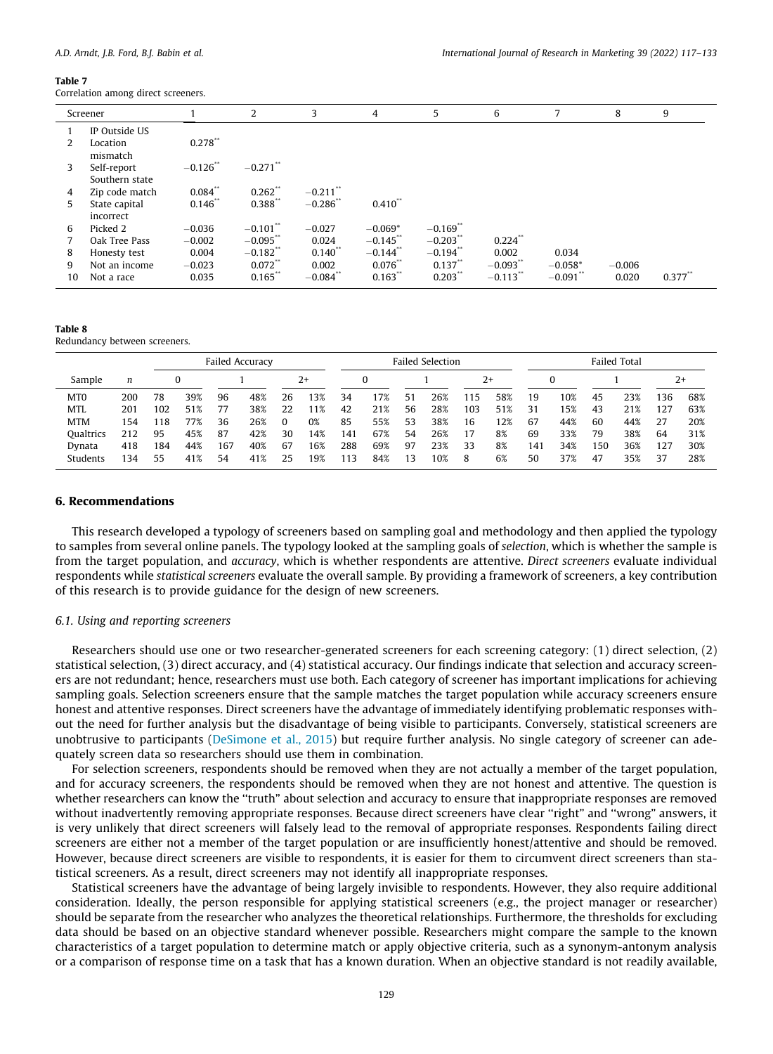**Table 7**
Correlation among direct screeners.

| | Screener | 1 | 2 | 3 | 4 | 5 | 6 | 7 | 8 | 9 |
|---|---|---|---|---|---|---|---|---|---|---|
| 1 | IP Outside US | | | | | | | | | |
| 2 | Location mismatch | 0.278** | | | | | | | | |
| 3 | Self-report Southern state | −0.126** | −0.271** | | | | | | | |
| 4 | Zip code match | 0.084** | 0.262** | −0.211** | | | | | | |
| 5 | State capital incorrect | 0.146** | 0.388** | −0.286** | 0.410** | | | | | |
| 6 | Picked 2 | −0.036 | −0.101** | −0.027 | −0.069* | −0.169** | | | | |
| 7 | Oak Tree Pass | −0.002 | −0.095** | 0.024 | −0.145** | −0.203** | 0.224** | | | |
| 8 | Honesty test | 0.004 | −0.182** | 0.140** | −0.144** | −0.194** | 0.002 | 0.034 | | |
| 9 | Not an income | −0.023 | 0.072** | 0.002 | 0.076** | 0.137** | −0.093** | −0.058* | −0.006 | |
| 10 | Not a race | 0.035 | 0.165** | −0.084** | 0.163** | 0.203** | −0.113** | −0.091** | 0.020 | 0.377** |

**Table 8**
Redundancy between screeners.

| | | Failed Accuracy | | | | | | Failed Selection | | | | | | Failed Total | | | | | |
|---|---|---|---|---|---|---|---|---|---|---|---|---|---|---|---|---|---|---|---|
| Sample | *n* | 0 | | 1 | | 2+ | | 0 | | 1 | | 2+ | | 0 | | 1 | | 2+ | |
| MT0 | 200 | 78 | 39% | 96 | 48% | 26 | 13% | 34 | 17% | 51 | 26% | 115 | 58% | 19 | 10% | 45 | 23% | 136 | 68% |
| MTL | 201 | 102 | 51% | 77 | 38% | 22 | 11% | 42 | 21% | 56 | 28% | 103 | 51% | 31 | 15% | 43 | 21% | 127 | 63% |
| MTM | 154 | 118 | 77% | 36 | 26% | 0 | 0% | 85 | 55% | 53 | 38% | 16 | 12% | 67 | 44% | 60 | 44% | 27 | 20% |
| Qualtrics | 212 | 95 | 45% | 87 | 42% | 30 | 14% | 141 | 67% | 54 | 26% | 17 | 8% | 69 | 33% | 79 | 38% | 64 | 31% |
| Dynata | 418 | 184 | 44% | 167 | 40% | 67 | 16% | 288 | 69% | 97 | 23% | 33 | 8% | 141 | 34% | 150 | 36% | 127 | 30% |
| Students | 134 | 55 | 41% | 54 | 41% | 25 | 19% | 113 | 84% | 13 | 10% | 8 | 6% | 50 | 37% | 47 | 35% | 37 | 28% |

## 6. Recommendations

This research developed a typology of screeners based on sampling goal and methodology and then applied the typology to samples from several online panels. The typology looked at the sampling goals of *selection*, which is whether the sample is from the target population, and *accuracy*, which is whether respondents are attentive. *Direct screeners* evaluate individual respondents while *statistical screeners* evaluate the overall sample. By providing a framework of screeners, a key contribution of this research is to provide guidance for the design of new screeners.

### 6.1. Using and reporting screeners

Researchers should use one or two researcher-generated screeners for each screening category: (1) direct selection, (2) statistical selection, (3) direct accuracy, and (4) statistical accuracy. Our findings indicate that selection and accuracy screeners are not redundant; hence, researchers must use both. Each category of screener has important implications for achieving sampling goals. Selection screeners ensure that the sample matches the target population while accuracy screeners ensure honest and attentive responses. Direct screeners have the advantage of immediately identifying problematic responses without the need for further analysis but the disadvantage of being visible to participants. Conversely, statistical screeners are unobtrusive to participants (DeSimone et al., 2015) but require further analysis. No single category of screener can adequately screen data so researchers should use them in combination.

For selection screeners, respondents should be removed when they are not actually a member of the target population, and for accuracy screeners, the respondents should be removed when they are not honest and attentive. The question is whether researchers can know the "truth" about selection and accuracy to ensure that inappropriate responses are removed without inadvertently removing appropriate responses. Because direct screeners have clear "right" and "wrong" answers, it is very unlikely that direct screeners will falsely lead to the removal of appropriate responses. Respondents failing direct screeners are either not a member of the target population or are insufficiently honest/attentive and should be removed. However, because direct screeners are visible to respondents, it is easier for them to circumvent direct screeners than statistical screeners. As a result, direct screeners may not identify all inappropriate responses.

Statistical screeners have the advantage of being largely invisible to respondents. However, they also require additional consideration. Ideally, the person responsible for applying statistical screeners (e.g., the project manager or researcher) should be separate from the researcher who analyzes the theoretical relationships. Furthermore, the thresholds for excluding data should be based on an objective standard whenever possible. Researchers might compare the sample to the known characteristics of a target population to determine match or apply objective criteria, such as a synonym-antonym analysis or a comparison of response time on a task that has a known duration. When an objective standard is not readily available,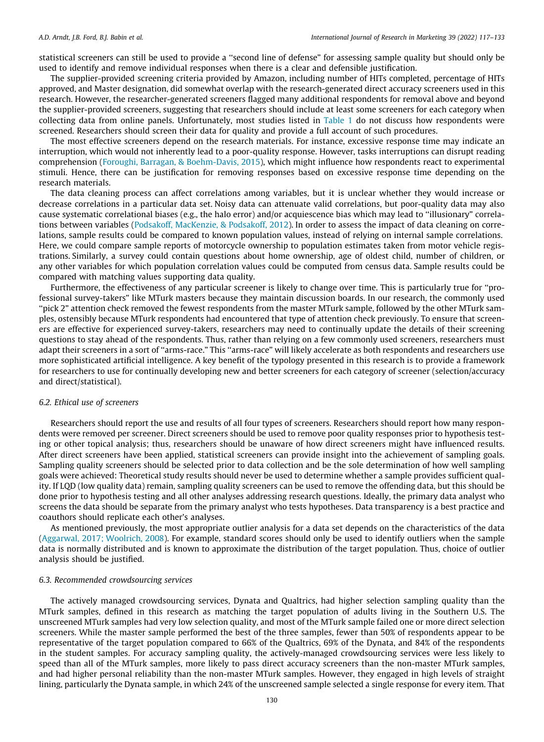statistical screeners can still be used to provide a "second line of defense" for assessing sample quality but should only be used to identify and remove individual responses when there is a clear and defensible justification.

The supplier-provided screening criteria provided by Amazon, including number of HITs completed, percentage of HITs approved, and Master designation, did somewhat overlap with the research-generated direct accuracy screeners used in this research. However, the researcher-generated screeners flagged many additional respondents for removal above and beyond the supplier-provided screeners, suggesting that researchers should include at least some screeners for each category when collecting data from online panels. Unfortunately, most studies listed in Table 1 do not discuss how respondents were screened. Researchers should screen their data for quality and provide a full account of such procedures.

The most effective screeners depend on the research materials. For instance, excessive response time may indicate an interruption, which would not inherently lead to a poor-quality response. However, tasks interruptions can disrupt reading comprehension (Foroughi, Barragan, & Boehm-Davis, 2015), which might influence how respondents react to experimental stimuli. Hence, there can be justification for removing responses based on excessive response time depending on the research materials.

The data cleaning process can affect correlations among variables, but it is unclear whether they would increase or decrease correlations in a particular data set. Noisy data can attenuate valid correlations, but poor-quality data may also cause systematic correlational biases (e.g., the halo error) and/or acquiescence bias which may lead to "illusionary" correlations between variables (Podsakoff, MacKenzie, & Podsakoff, 2012). In order to assess the impact of data cleaning on correlations, sample results could be compared to known population values, instead of relying on internal sample correlations. Here, we could compare sample reports of motorcycle ownership to population estimates taken from motor vehicle registrations. Similarly, a survey could contain questions about home ownership, age of oldest child, number of children, or any other variables for which population correlation values could be computed from census data. Sample results could be compared with matching values supporting data quality.

Furthermore, the effectiveness of any particular screener is likely to change over time. This is particularly true for "professional survey-takers" like MTurk masters because they maintain discussion boards. In our research, the commonly used "pick 2" attention check removed the fewest respondents from the master MTurk sample, followed by the other MTurk samples, ostensibly because MTurk respondents had encountered that type of attention check previously. To ensure that screeners are effective for experienced survey-takers, researchers may need to continually update the details of their screening questions to stay ahead of the respondents. Thus, rather than relying on a few commonly used screeners, researchers must adapt their screeners in a sort of "arms-race." This "arms-race" will likely accelerate as both respondents and researchers use more sophisticated artificial intelligence. A key benefit of the typology presented in this research is to provide a framework for researchers to use for continually developing new and better screeners for each category of screener (selection/accuracy and direct/statistical).

### 6.2. Ethical use of screeners

Researchers should report the use and results of all four types of screeners. Researchers should report how many respondents were removed per screener. Direct screeners should be used to remove poor quality responses prior to hypothesis testing or other topical analysis; thus, researchers should be unaware of how direct screeners might have influenced results. After direct screeners have been applied, statistical screeners can provide insight into the achievement of sampling goals. Sampling quality screeners should be selected prior to data collection and be the sole determination of how well sampling goals were achieved: Theoretical study results should never be used to determine whether a sample provides sufficient quality. If LQD (low quality data) remain, sampling quality screeners can be used to remove the offending data, but this should be done prior to hypothesis testing and all other analyses addressing research questions. Ideally, the primary data analyst who screens the data should be separate from the primary analyst who tests hypotheses. Data transparency is a best practice and coauthors should replicate each other's analyses.

As mentioned previously, the most appropriate outlier analysis for a data set depends on the characteristics of the data (Aggarwal, 2017; Woolrich, 2008). For example, standard scores should only be used to identify outliers when the sample data is normally distributed and is known to approximate the distribution of the target population. Thus, choice of outlier analysis should be justified.

### 6.3. Recommended crowdsourcing services

The actively managed crowdsourcing services, Dynata and Qualtrics, had higher selection sampling quality than the MTurk samples, defined in this research as matching the target population of adults living in the Southern U.S. The unscreened MTurk samples had very low selection quality, and most of the MTurk sample failed one or more direct selection screeners. While the master sample performed the best of the three samples, fewer than 50% of respondents appear to be representative of the target population compared to 66% of the Qualtrics, 69% of the Dynata, and 84% of the respondents in the student samples. For accuracy sampling quality, the actively-managed crowdsourcing services were less likely to speed than all of the MTurk samples, more likely to pass direct accuracy screeners than the non-master MTurk samples, and had higher personal reliability than the non-master MTurk samples. However, they engaged in high levels of straight lining, particularly the Dynata sample, in which 24% of the unscreened sample selected a single response for every item. That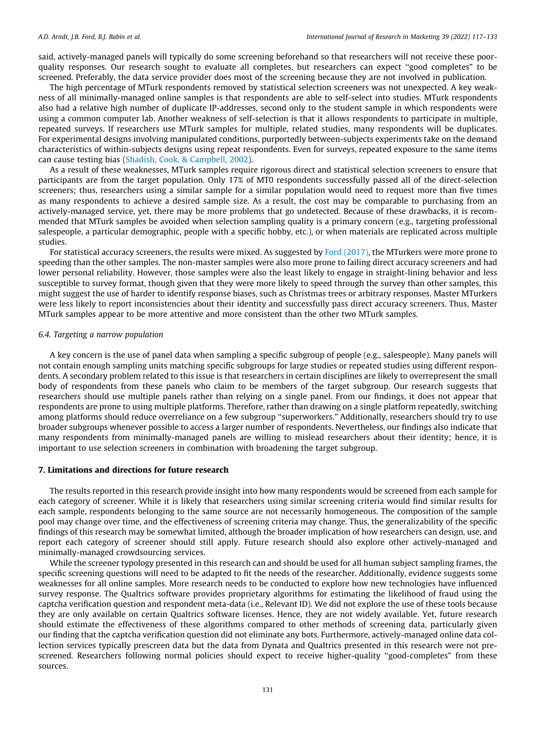said, actively-managed panels will typically do some screening beforehand so that researchers will not receive these poor-quality responses. Our research sought to evaluate all completes, but researchers can expect "good completes" to be screened. Preferably, the data service provider does most of the screening because they are not involved in publication.

The high percentage of MTurk respondents removed by statistical selection screeners was not unexpected. A key weakness of all minimally-managed online samples is that respondents are able to self-select into studies. MTurk respondents also had a relative high number of duplicate IP-addresses, second only to the student sample in which respondents were using a common computer lab. Another weakness of self-selection is that it allows respondents to participate in multiple, repeated surveys. If researchers use MTurk samples for multiple, related studies, many respondents will be duplicates. For experimental designs involving manipulated conditions, purportedly between-subjects experiments take on the demand characteristics of within-subjects designs using repeat respondents. Even for surveys, repeated exposure to the same items can cause testing bias (Shadish, Cook, & Campbell, 2002).

As a result of these weaknesses, MTurk samples require rigorous direct and statistical selection screeners to ensure that participants are from the target population. Only 17% of MT0 respondents successfully passed all of the direct-selection screeners; thus, researchers using a similar sample for a similar population would need to request more than five times as many respondents to achieve a desired sample size. As a result, the cost may be comparable to purchasing from an actively-managed service, yet, there may be more problems that go undetected. Because of these drawbacks, it is recommended that MTurk samples be avoided when selection sampling quality is a primary concern (e.g., targeting professional salespeople, a particular demographic, people with a specific hobby, etc.), or when materials are replicated across multiple studies.

For statistical accuracy screeners, the results were mixed. As suggested by Ford (2017), the MTurkers were more prone to speeding than the other samples. The non-master samples were also more prone to failing direct accuracy screeners and had lower personal reliability. However, those samples were also the least likely to engage in straight-lining behavior and less susceptible to survey format, though given that they were more likely to speed through the survey than other samples, this might suggest the use of harder to identify response biases, such as Christmas trees or arbitrary responses. Master MTurkers were less likely to report inconsistencies about their identity and successfully pass direct accuracy screeners. Thus, Master MTurk samples appear to be more attentive and more consistent than the other two MTurk samples.

### 6.4. Targeting a narrow population

A key concern is the use of panel data when sampling a specific subgroup of people (e.g., salespeople). Many panels will not contain enough sampling units matching specific subgroups for large studies or repeated studies using different respondents. A secondary problem related to this issue is that researchers in certain disciplines are likely to overrepresent the small body of respondents from these panels who claim to be members of the target subgroup. Our research suggests that researchers should use multiple panels rather than relying on a single panel. From our findings, it does not appear that respondents are prone to using multiple platforms. Therefore, rather than drawing on a single platform repeatedly, switching among platforms should reduce overreliance on a few subgroup "superworkers." Additionally, researchers should try to use broader subgroups whenever possible to access a larger number of respondents. Nevertheless, our findings also indicate that many respondents from minimally-managed panels are willing to mislead researchers about their identity; hence, it is important to use selection screeners in combination with broadening the target subgroup.

## 7. Limitations and directions for future research

The results reported in this research provide insight into how many respondents would be screened from each sample for each category of screener. While it is likely that researchers using similar screening criteria would find similar results for each sample, respondents belonging to the same source are not necessarily homogeneous. The composition of the sample pool may change over time, and the effectiveness of screening criteria may change. Thus, the generalizability of the specific findings of this research may be somewhat limited, although the broader implication of how researchers can design, use, and report each category of screener should still apply. Future research should also explore other actively-managed and minimally-managed crowdsourcing services.

While the screener typology presented in this research can and should be used for all human subject sampling frames, the specific screening questions will need to be adapted to fit the needs of the researcher. Additionally, evidence suggests some weaknesses for all online samples. More research needs to be conducted to explore how new technologies have influenced survey response. The Qualtrics software provides proprietary algorithms for estimating the likelihood of fraud using the captcha verification question and respondent meta-data (i.e., Relevant ID). We did not explore the use of these tools because they are only available on certain Qualtrics software licenses. Hence, they are not widely available. Yet, future research should estimate the effectiveness of these algorithms compared to other methods of screening data, particularly given our finding that the captcha verification question did not eliminate any bots. Furthermore, actively-managed online data collection services typically prescreen data but the data from Dynata and Qualtrics presented in this research were not prescreened. Researchers following normal policies should expect to receive higher-quality "good-completes" from these sources.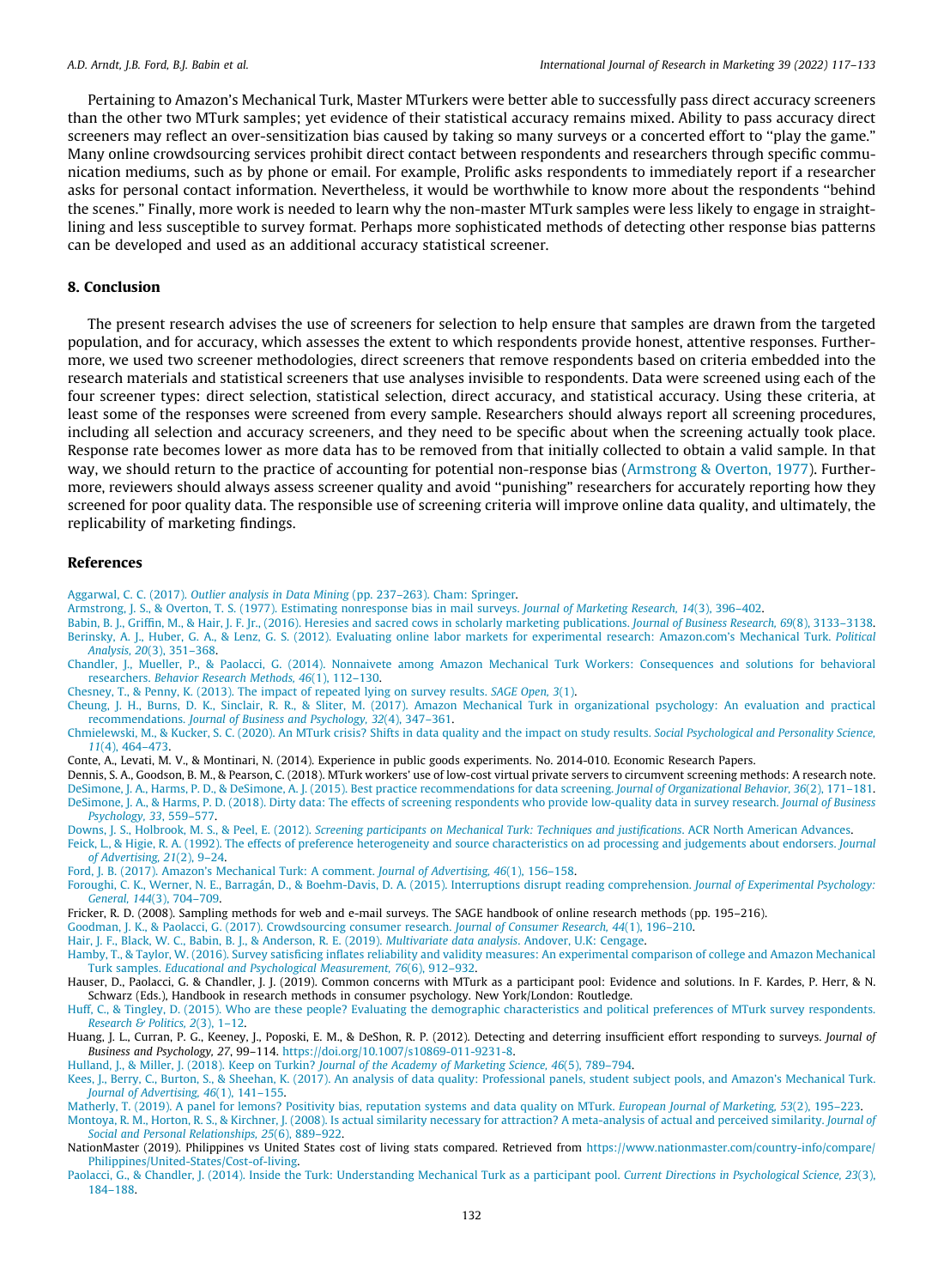Pertaining to Amazon's Mechanical Turk, Master MTurkers were better able to successfully pass direct accuracy screeners than the other two MTurk samples; yet evidence of their statistical accuracy remains mixed. Ability to pass accuracy direct screeners may reflect an over-sensitization bias caused by taking so many surveys or a concerted effort to "play the game." Many online crowdsourcing services prohibit direct contact between respondents and researchers through specific communication mediums, such as by phone or email. For example, Prolific asks respondents to immediately report if a researcher asks for personal contact information. Nevertheless, it would be worthwhile to know more about the respondents "behind the scenes." Finally, more work is needed to learn why the non-master MTurk samples were less likely to engage in straight-lining and less susceptible to survey format. Perhaps more sophisticated methods of detecting other response bias patterns can be developed and used as an additional accuracy statistical screener.

## 8. Conclusion

The present research advises the use of screeners for selection to help ensure that samples are drawn from the targeted population, and for accuracy, which assesses the extent to which respondents provide honest, attentive responses. Furthermore, we used two screener methodologies, direct screeners that remove respondents based on criteria embedded into the research materials and statistical screeners that use analyses invisible to respondents. Data were screened using each of the four screener types: direct selection, statistical selection, direct accuracy, and statistical accuracy. Using these criteria, at least some of the responses were screened from every sample. Researchers should always report all screening procedures, including all selection and accuracy screeners, and they need to be specific about when the screening actually took place. Response rate becomes lower as more data has to be removed from that initially collected to obtain a valid sample. In that way, we should return to the practice of accounting for potential non-response bias (Armstrong & Overton, 1977). Furthermore, reviewers should always assess screener quality and avoid "punishing" researchers for accurately reporting how they screened for poor quality data. The responsible use of screening criteria will improve online data quality, and ultimately, the replicability of marketing findings.

## References

Aggarwal, C. C. (2017). *Outlier analysis in Data Mining* (pp. 237–263). Cham: Springer.

Armstrong, J. S., & Overton, T. S. (1977). Estimating nonresponse bias in mail surveys. *Journal of Marketing Research, 14*(3), 396–402.

Babin, B. J., Griffin, M., & Hair, J. F. Jr., (2016). Heresies and sacred cows in scholarly marketing publications. *Journal of Business Research, 69*(8), 3133–3138.

Berinsky, A. J., Huber, G. A., & Lenz, G. S. (2012). Evaluating online labor markets for experimental research: Amazon.com's Mechanical Turk. *Political Analysis, 20*(3), 351–368.

Chandler, J., Mueller, P., & Paolacci, G. (2014). Nonnaivete among Amazon Mechanical Turk Workers: Consequences and solutions for behavioral researchers. *Behavior Research Methods, 46*(1), 112–130.

Chesney, T., & Penny, K. (2013). The impact of repeated lying on survey results. *SAGE Open, 3*(1).

Cheung, J. H., Burns, D. K., Sinclair, R. R., & Sliter, M. (2017). Amazon Mechanical Turk in organizational psychology: An evaluation and practical recommendations. *Journal of Business and Psychology, 32*(4), 347–361.

Chmielewski, M., & Kucker, S. C. (2020). An MTurk crisis? Shifts in data quality and the impact on study results. *Social Psychological and Personality Science, 11*(4), 464–473.

Conte, A., Levati, M. V., & Montinari, N. (2014). Experience in public goods experiments. No. 2014-010. Economic Research Papers.

Dennis, S. A., Goodson, B. M., & Pearson, C. (2018). MTurk workers' use of low-cost virtual private servers to circumvent screening methods: A research note.

DeSimone, J. A., Harms, P. D., & DeSimone, A. J. (2015). Best practice recommendations for data screening. *Journal of Organizational Behavior, 36*(2), 171–181.

DeSimone, J. A., & Harms, P. D. (2018). Dirty data: The effects of screening respondents who provide low-quality data in survey research. *Journal of Business Psychology, 33*, 559–577.

Downs, J. S., Holbrook, M. S., & Peel, E. (2012). *Screening participants on Mechanical Turk: Techniques and justifications*. ACR North American Advances.

Feick, L., & Higie, R. A. (1992). The effects of preference heterogeneity and source characteristics on ad processing and judgements about endorsers. *Journal of Advertising, 21*(2), 9–24.

Ford, J. B. (2017). Amazon's Mechanical Turk: A comment. *Journal of Advertising, 46*(1), 156–158.

Foroughi, C. K., Werner, N. E., Barragán, D., & Boehm-Davis, D. A. (2015). Interruptions disrupt reading comprehension. *Journal of Experimental Psychology: General, 144*(3), 704–709.

Fricker, R. D. (2008). Sampling methods for web and e-mail surveys. The SAGE handbook of online research methods (pp. 195–216).

Goodman, J. K., & Paolacci, G. (2017). Crowdsourcing consumer research. *Journal of Consumer Research, 44*(1), 196–210.

Hair, J. F., Black, W. C., Babin, B. J., & Anderson, R. E. (2019). *Multivariate data analysis*. Andover, U.K: Cengage.

Hamby, T., & Taylor, W. (2016). Survey satisficing inflates reliability and validity measures: An experimental comparison of college and Amazon Mechanical Turk samples. *Educational and Psychological Measurement, 76*(6), 912–932.

Hauser, D., Paolacci, G. & Chandler, J. J. (2019). Common concerns with MTurk as a participant pool: Evidence and solutions. In F. Kardes, P. Herr, & N. Schwarz (Eds.), Handbook in research methods in consumer psychology. New York/London: Routledge.

Huff, C., & Tingley, D. (2015). Who are these people? Evaluating the demographic characteristics and political preferences of MTurk survey respondents. *Research & Politics, 2*(3), 1–12.

Huang, J. L., Curran, P. G., Keeney, J., Poposki, E. M., & DeShon, R. P. (2012). Detecting and deterring insufficient effort responding to surveys. *Journal of Business and Psychology, 27*, 99–114. https://doi.org/10.1007/s10869-011-9231-8.

Hulland, J., & Miller, J. (2018). Keep on Turkin? *Journal of the Academy of Marketing Science, 46*(5), 789–794.

Kees, J., Berry, C., Burton, S., & Sheehan, K. (2017). An analysis of data quality: Professional panels, student subject pools, and Amazon's Mechanical Turk. *Journal of Advertising, 46*(1), 141–155.

Matherly, T. (2019). A panel for lemons? Positivity bias, reputation systems and data quality on MTurk. *European Journal of Marketing, 53*(2), 195–223.

Montoya, R. M., Horton, R. S., & Kirchner, J. (2008). Is actual similarity necessary for attraction? A meta-analysis of actual and perceived similarity. *Journal of Social and Personal Relationships, 25*(6), 889–922.

NationMaster (2019). Philippines vs United States cost of living stats compared. Retrieved from https://www.nationmaster.com/country-info/compare/Philippines/United-States/Cost-of-living.

Paolacci, G., & Chandler, J. (2014). Inside the Turk: Understanding Mechanical Turk as a participant pool. *Current Directions in Psychological Science, 23*(3), 184–188.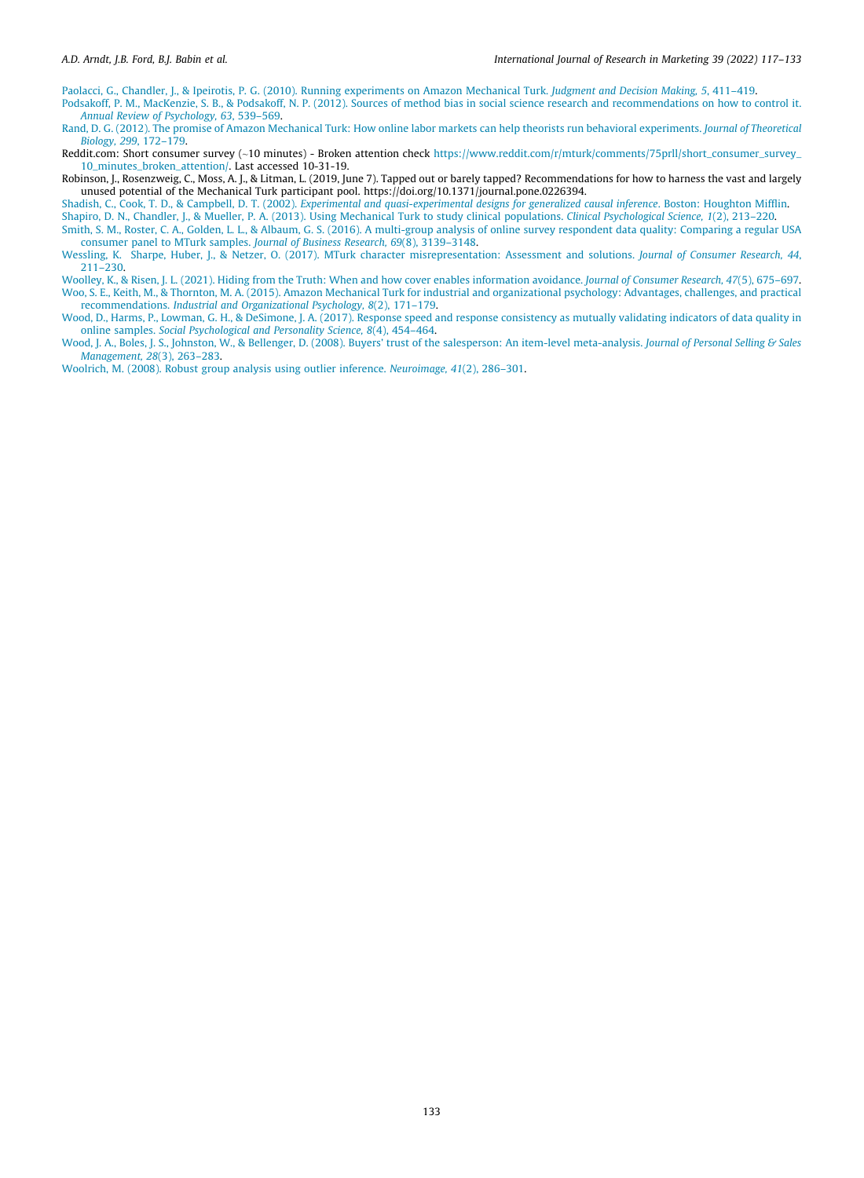Paolacci, G., Chandler, J., & Ipeirotis, P. G. (2010). Running experiments on Amazon Mechanical Turk. *Judgment and Decision Making, 5*, 411–419.

Podsakoff, P. M., MacKenzie, S. B., & Podsakoff, N. P. (2012). Sources of method bias in social science research and recommendations on how to control it. *Annual Review of Psychology, 63*, 539–569.

Rand, D. G. (2012). The promise of Amazon Mechanical Turk: How online labor markets can help theorists run behavioral experiments. *Journal of Theoretical Biology, 299*, 172–179.

Reddit.com: Short consumer survey (~10 minutes) - Broken attention check https://www.reddit.com/r/mturk/comments/75prll/short_consumer_survey_10_minutes_broken_attention/. Last accessed 10-31-19.

Robinson, J., Rosenzweig, C., Moss, A. J., & Litman, L. (2019, June 7). Tapped out or barely tapped? Recommendations for how to harness the vast and largely unused potential of the Mechanical Turk participant pool. https://doi.org/10.1371/journal.pone.0226394.

Shadish, C., Cook, T. D., & Campbell, D. T. (2002). *Experimental and quasi-experimental designs for generalized causal inference*. Boston: Houghton Mifflin.

Shapiro, D. N., Chandler, J., & Mueller, P. A. (2013). Using Mechanical Turk to study clinical populations. *Clinical Psychological Science, 1*(2), 213–220.

Smith, S. M., Roster, C. A., Golden, L. L., & Albaum, G. S. (2016). A multi-group analysis of online survey respondent data quality: Comparing a regular USA consumer panel to MTurk samples. *Journal of Business Research, 69*(8), 3139–3148.

Wessling, K. Sharpe, Huber, J., & Netzer, O. (2017). MTurk character misrepresentation: Assessment and solutions. *Journal of Consumer Research, 44*, 211–230.

Woolley, K., & Risen, J. L. (2021). Hiding from the Truth: When and how cover enables information avoidance. *Journal of Consumer Research, 47*(5), 675–697.

Woo, S. E., Keith, M., & Thornton, M. A. (2015). Amazon Mechanical Turk for industrial and organizational psychology: Advantages, challenges, and practical recommendations. *Industrial and Organizational Psychology, 8*(2), 171–179.

Wood, D., Harms, P., Lowman, G. H., & DeSimone, J. A. (2017). Response speed and response consistency as mutually validating indicators of data quality in online samples. *Social Psychological and Personality Science, 8*(4), 454–464.

Wood, J. A., Boles, J. S., Johnston, W., & Bellenger, D. (2008). Buyers' trust of the salesperson: An item-level meta-analysis. *Journal of Personal Selling & Sales Management, 28*(3), 263–283.

Woolrich, M. (2008). Robust group analysis using outlier inference. *Neuroimage, 41*(2), 286–301.